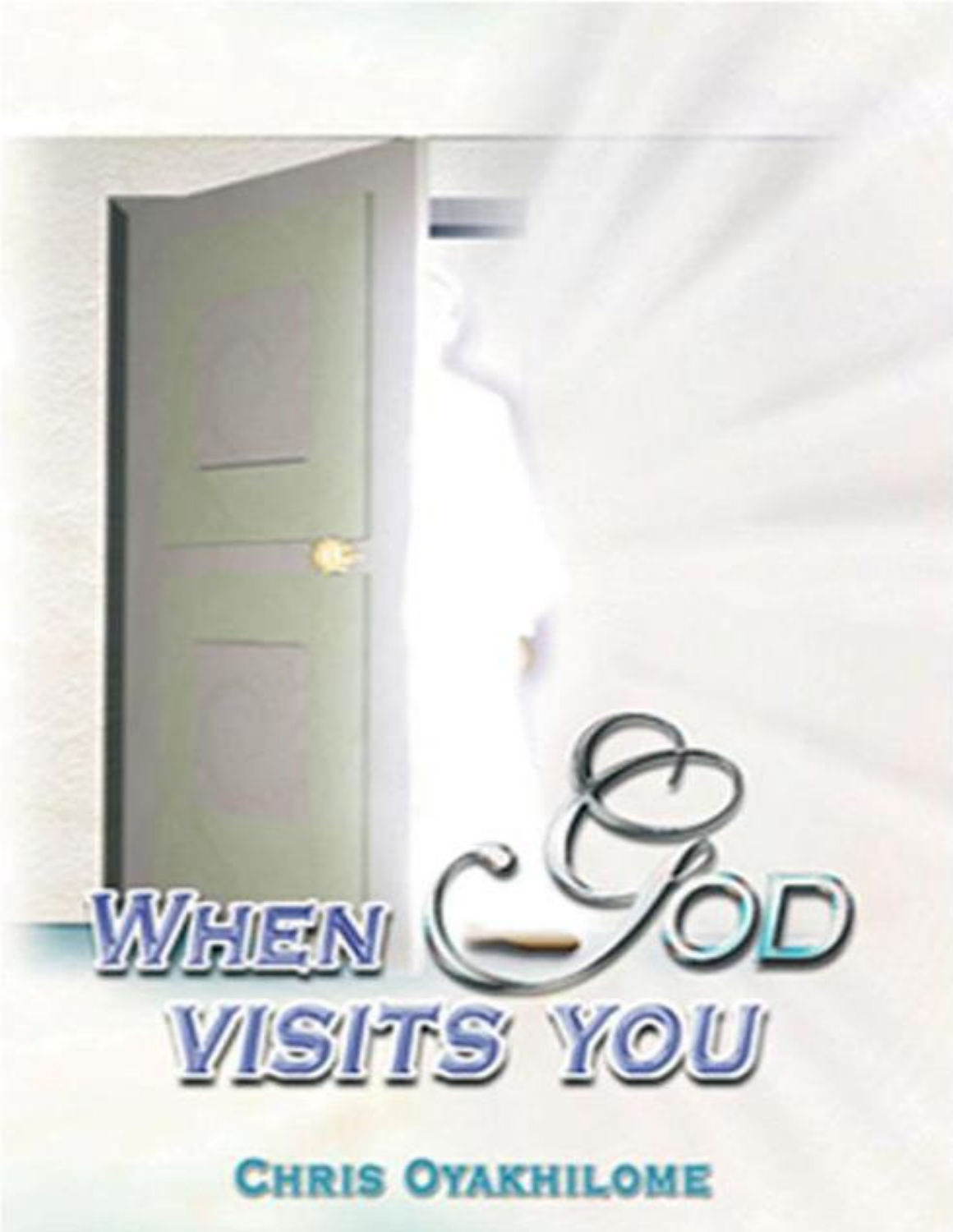# When God Visits You

**Chris Oyakhilome**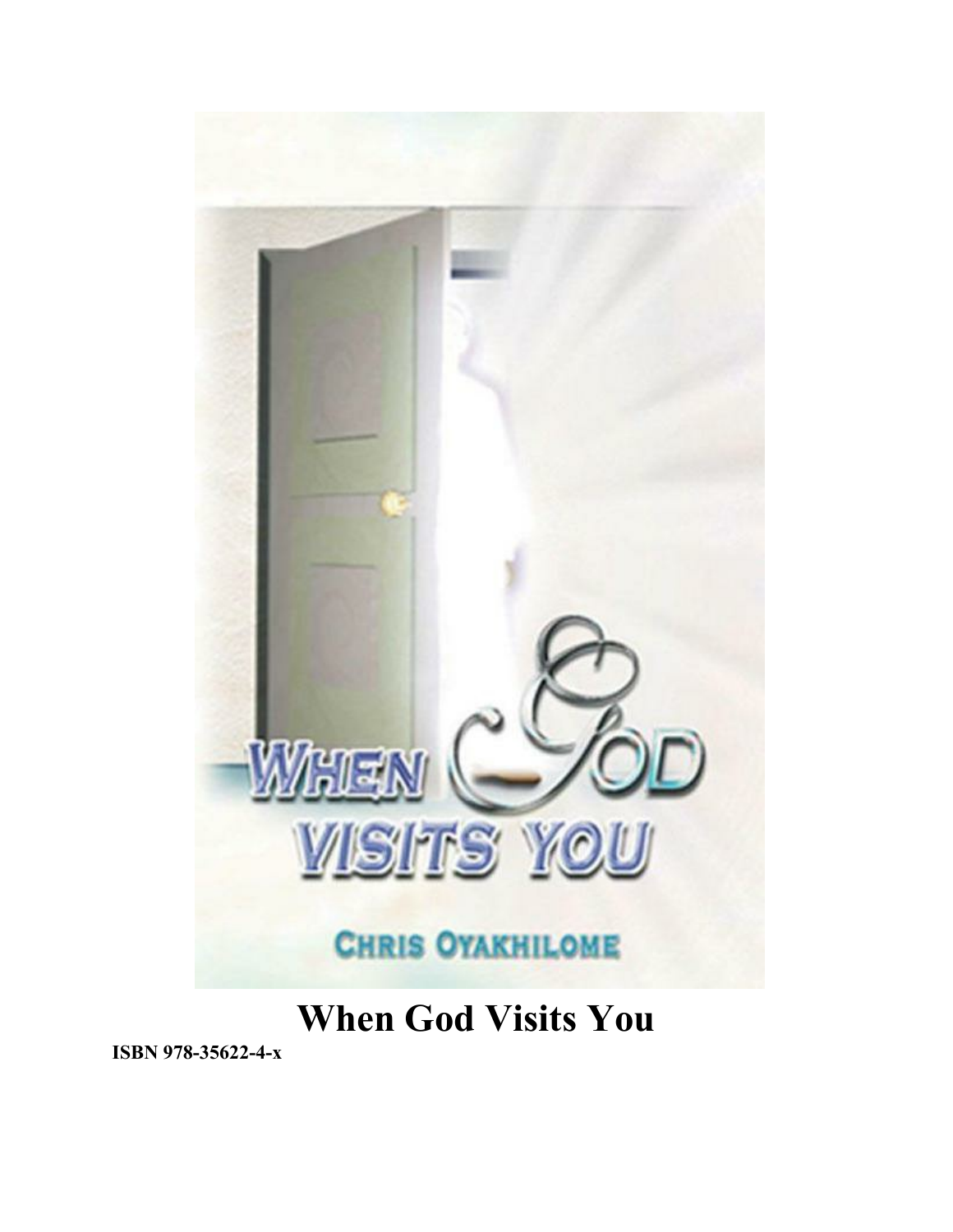# When God Visits You

**ISBN 978-35622-4-x**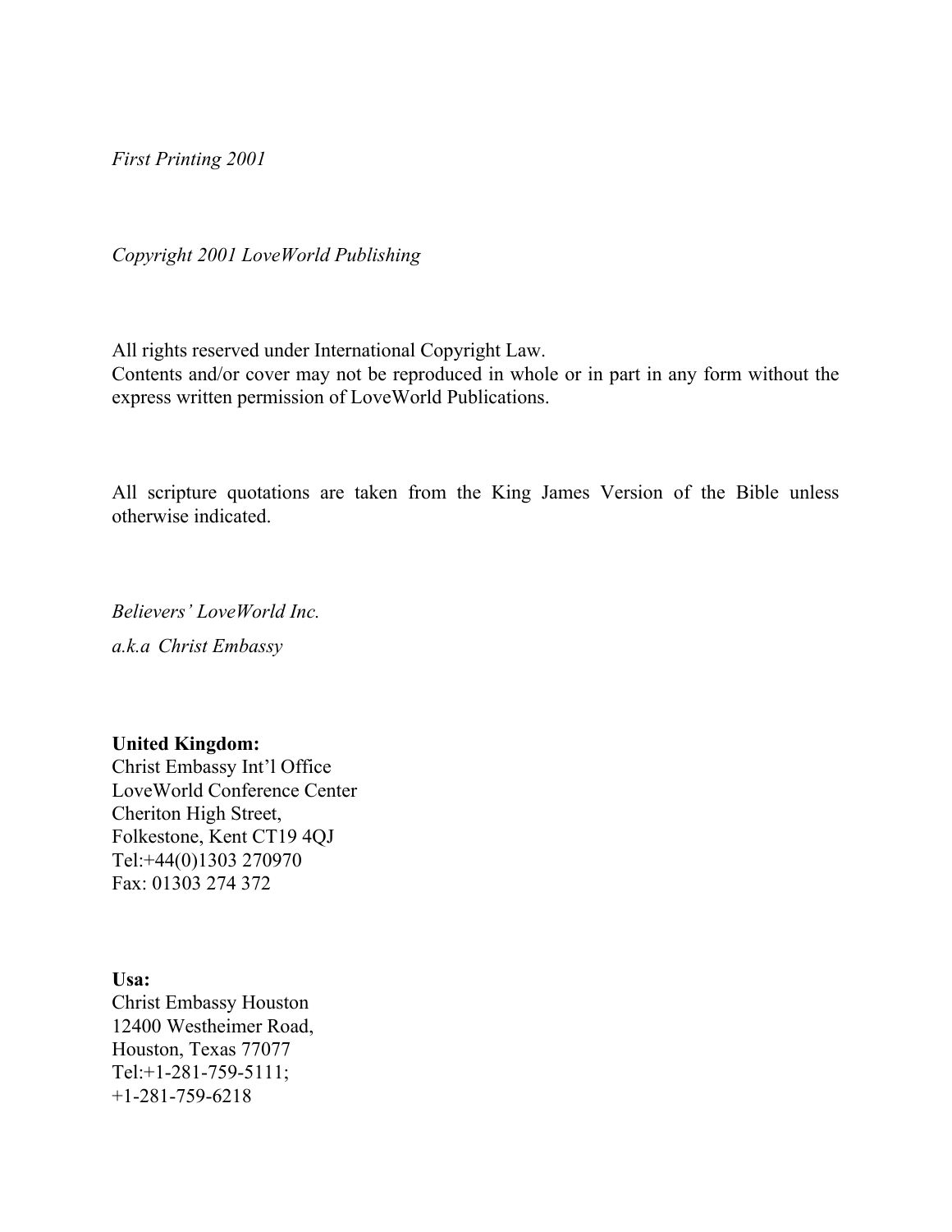*First Printing 2001*

*Copyright 2001 LoveWorld Publishing*

All rights reserved under International Copyright Law.
Contents and/or cover may not be reproduced in whole or in part in any form without the express written permission of LoveWorld Publications.

All scripture quotations are taken from the King James Version of the Bible unless otherwise indicated.

*Believers' LoveWorld Inc.*

*a.k.a Christ Embassy*

**United Kingdom:**
Christ Embassy Int'l Office
LoveWorld Conference Center
Cheriton High Street,
Folkestone, Kent CT19 4QJ
Tel:+44(0)1303 270970
Fax: 01303 274 372

**Usa:**
Christ Embassy Houston
12400 Westheimer Road,
Houston, Texas 77077
Tel:+1-281-759-5111;
+1-281-759-6218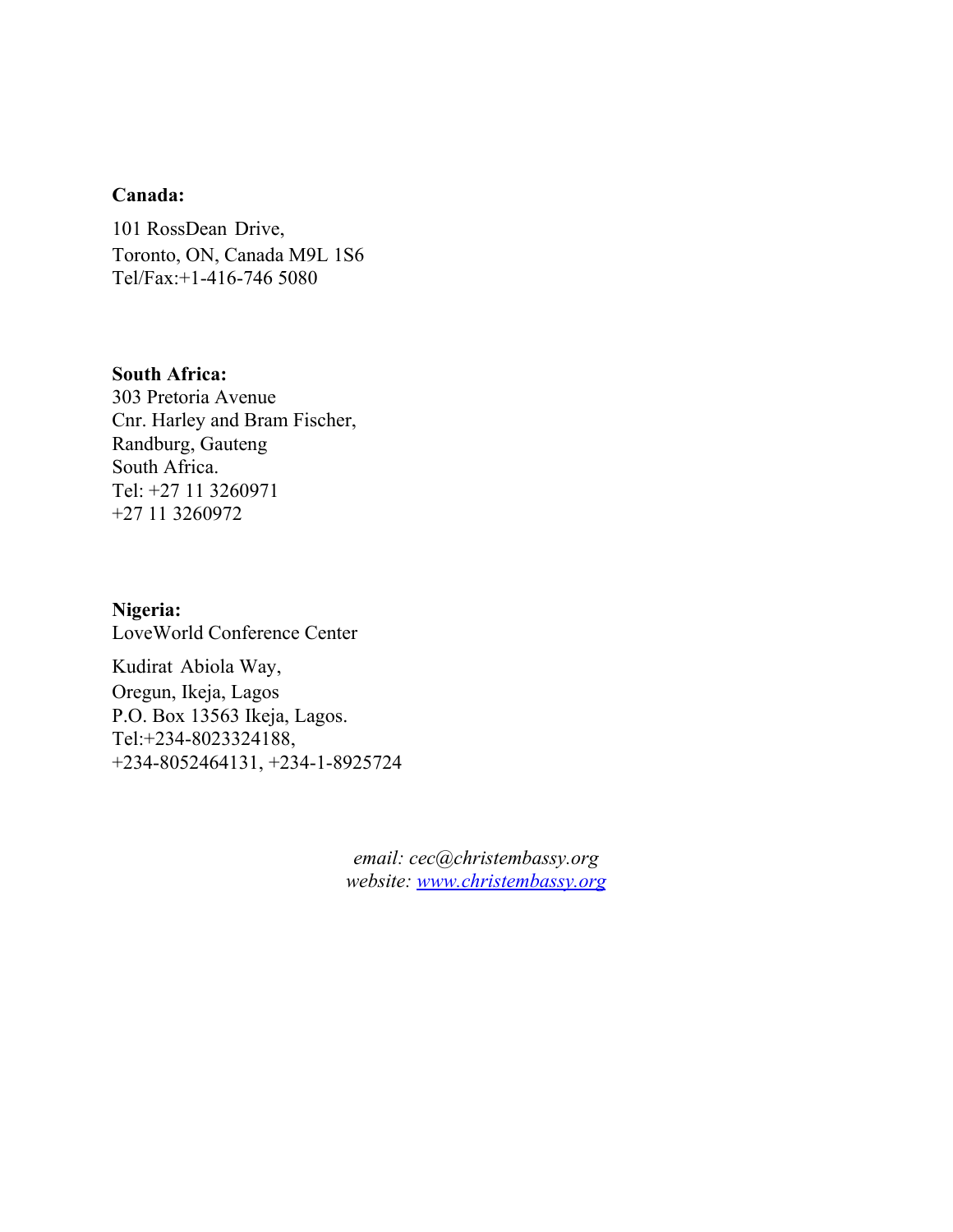**Canada:**

101 RossDean Drive,
Toronto, ON, Canada M9L 1S6
Tel/Fax:+1-416-746 5080

**South Africa:**
303 Pretoria Avenue
Cnr. Harley and Bram Fischer,
Randburg, Gauteng
South Africa.
Tel: +27 11 3260971
+27 11 3260972

**Nigeria:**
LoveWorld Conference Center

Kudirat Abiola Way,
Oregun, Ikeja, Lagos
P.O. Box 13563 Ikeja, Lagos.
Tel:+234-8023324188,
+234-8052464131, +234-1-8925724

*email: cec@christembassy.org*
*website: [www.christembassy.org](http://www.christembassy.org)*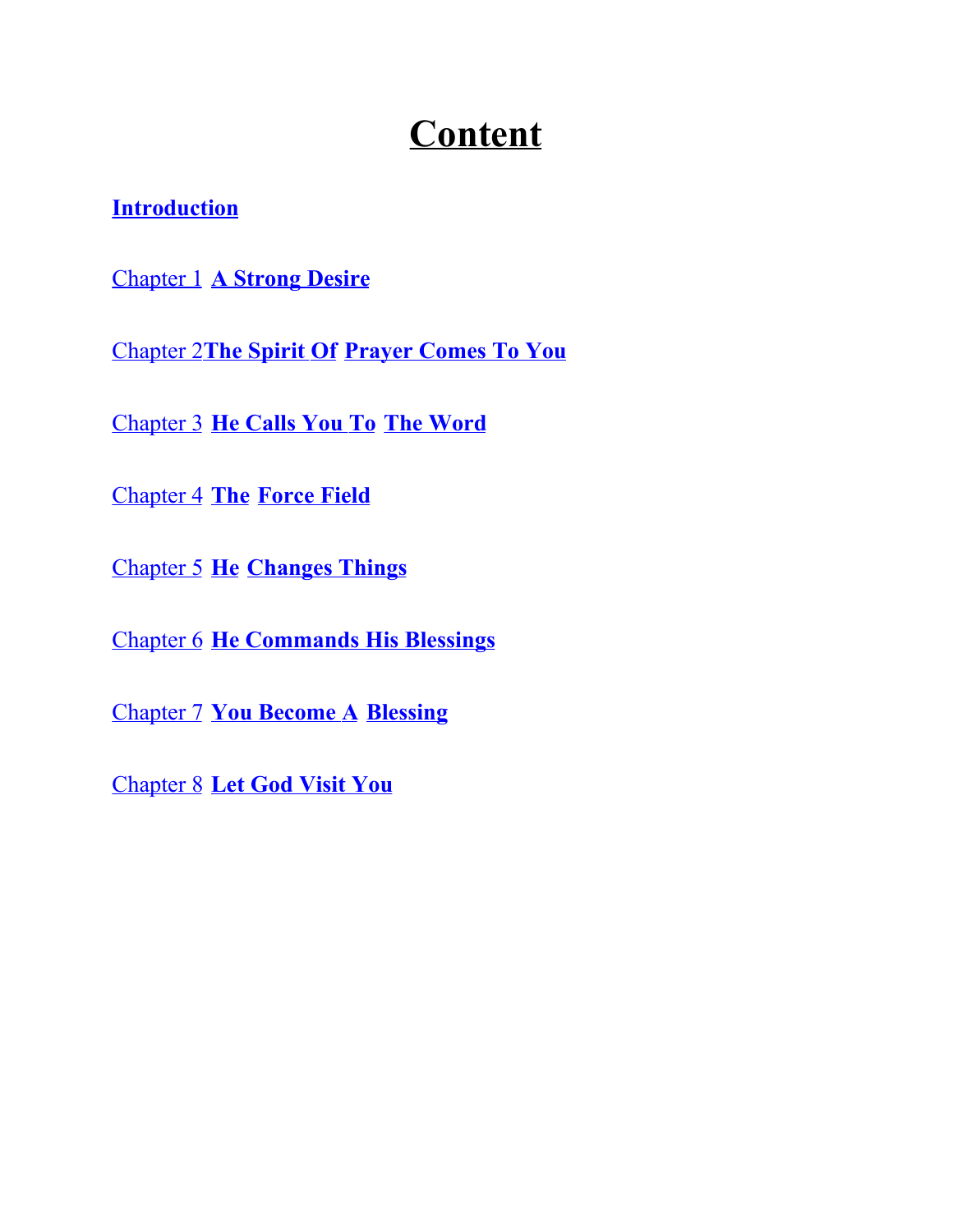# Content

**Introduction**

Chapter 1 **A Strong Desire**

Chapter 2 **The Spirit Of Prayer Comes To You**

Chapter 3 **He Calls You To The Word**

Chapter 4 **The Force Field**

Chapter 5 **He Changes Things**

Chapter 6 **He Commands His Blessings**

Chapter 7 **You Become A Blessing**

Chapter 8 **Let God Visit You**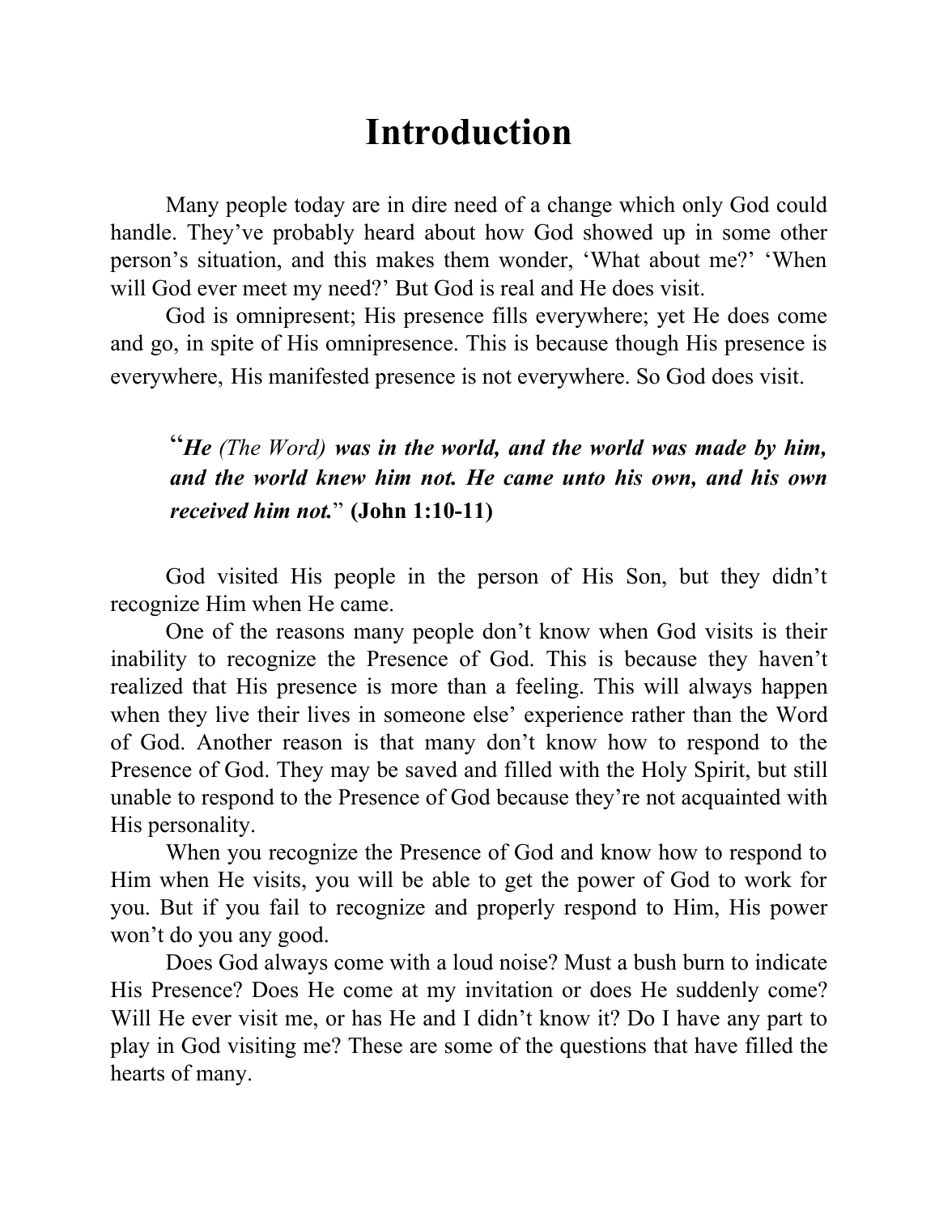# Introduction

Many people today are in dire need of a change which only God could handle. They've probably heard about how God showed up in some other person's situation, and this makes them wonder, 'What about me?' 'When will God ever meet my need?' But God is real and He does visit.

God is omnipresent; His presence fills everywhere; yet He does come and go, in spite of His omnipresence. This is because though His presence is everywhere, His manifested presence is not everywhere. So God does visit.

> "***He*** *(The Word)* ***was in the world, and the world was made by him, and the world knew him not. He came unto his own, and his own received him not.***" **(John 1:10-11)**

God visited His people in the person of His Son, but they didn't recognize Him when He came.

One of the reasons many people don't know when God visits is their inability to recognize the Presence of God. This is because they haven't realized that His presence is more than a feeling. This will always happen when they live their lives in someone else' experience rather than the Word of God. Another reason is that many don't know how to respond to the Presence of God. They may be saved and filled with the Holy Spirit, but still unable to respond to the Presence of God because they're not acquainted with His personality.

When you recognize the Presence of God and know how to respond to Him when He visits, you will be able to get the power of God to work for you. But if you fail to recognize and properly respond to Him, His power won't do you any good.

Does God always come with a loud noise? Must a bush burn to indicate His Presence? Does He come at my invitation or does He suddenly come? Will He ever visit me, or has He and I didn't know it? Do I have any part to play in God visiting me? These are some of the questions that have filled the hearts of many.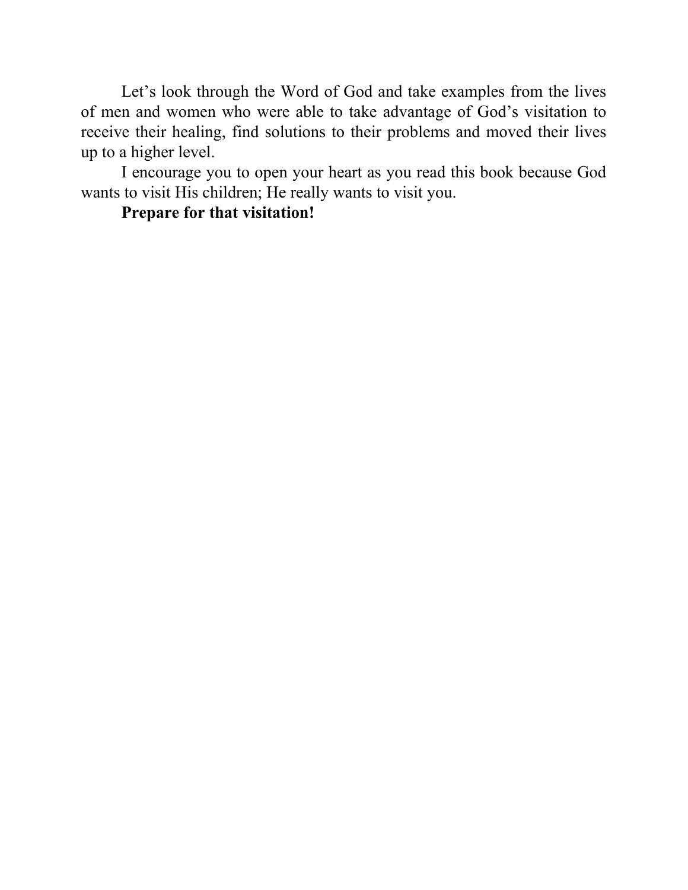Let's look through the Word of God and take examples from the lives of men and women who were able to take advantage of God's visitation to receive their healing, find solutions to their problems and moved their lives up to a higher level.

I encourage you to open your heart as you read this book because God wants to visit His children; He really wants to visit you.

**Prepare for that visitation!**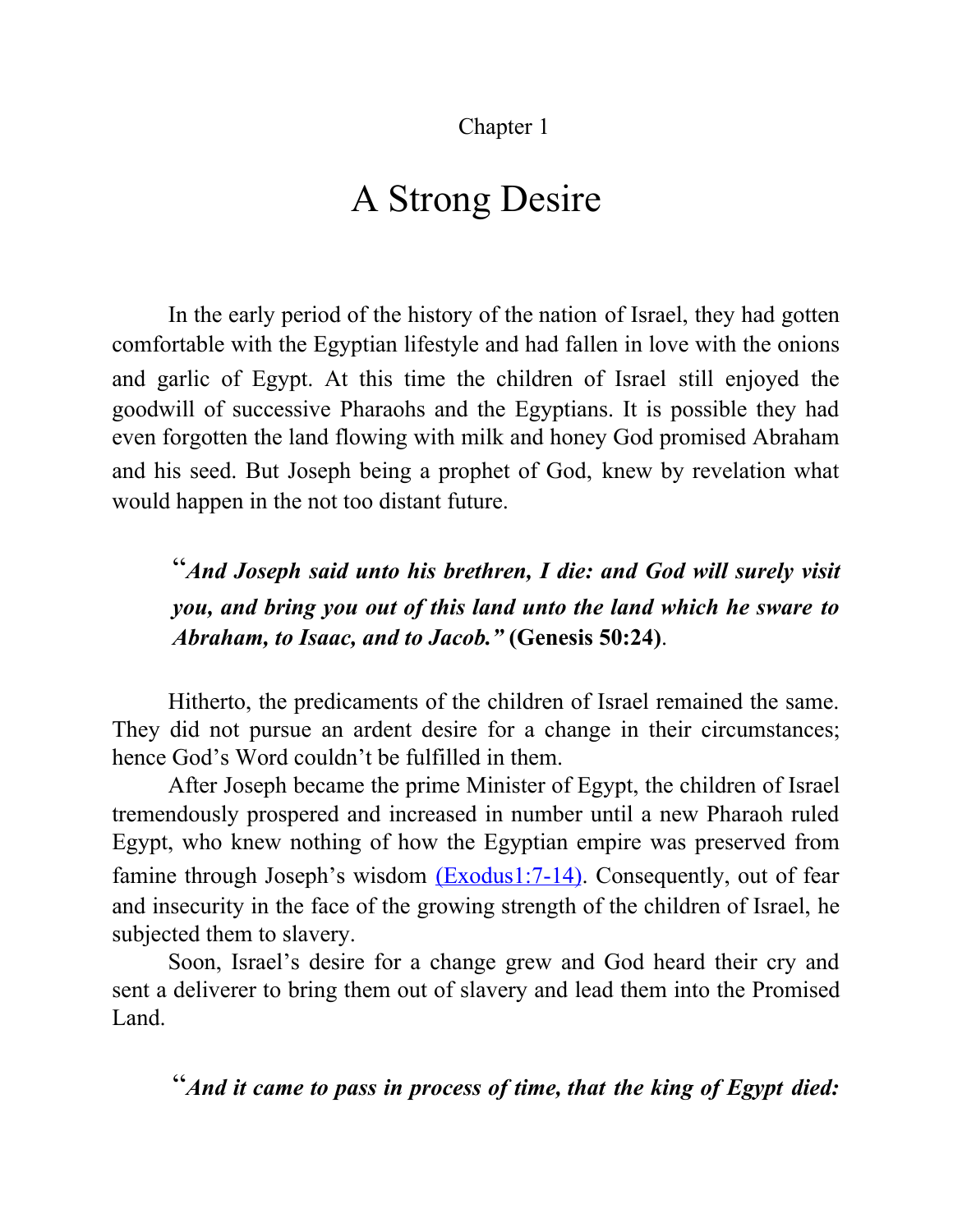Chapter 1

# A Strong Desire

In the early period of the history of the nation of Israel, they had gotten comfortable with the Egyptian lifestyle and had fallen in love with the onions and garlic of Egypt. At this time the children of Israel still enjoyed the goodwill of successive Pharaohs and the Egyptians. It is possible they had even forgotten the land flowing with milk and honey God promised Abraham and his seed. But Joseph being a prophet of God, knew by revelation what would happen in the not too distant future.

> "***And Joseph said unto his brethren, I die: and God will surely visit you, and bring you out of this land unto the land which he sware to Abraham, to Isaac, and to Jacob."*** **(Genesis 50:24)**.

Hitherto, the predicaments of the children of Israel remained the same. They did not pursue an ardent desire for a change in their circumstances; hence God's Word couldn't be fulfilled in them.

After Joseph became the prime Minister of Egypt, the children of Israel tremendously prospered and increased in number until a new Pharaoh ruled Egypt, who knew nothing of how the Egyptian empire was preserved from famine through Joseph's wisdom (Exodus1:7-14). Consequently, out of fear and insecurity in the face of the growing strength of the children of Israel, he subjected them to slavery.

Soon, Israel's desire for a change grew and God heard their cry and sent a deliverer to bring them out of slavery and lead them into the Promised Land.

> "***And it came to pass in process of time, that the king of Egypt died:***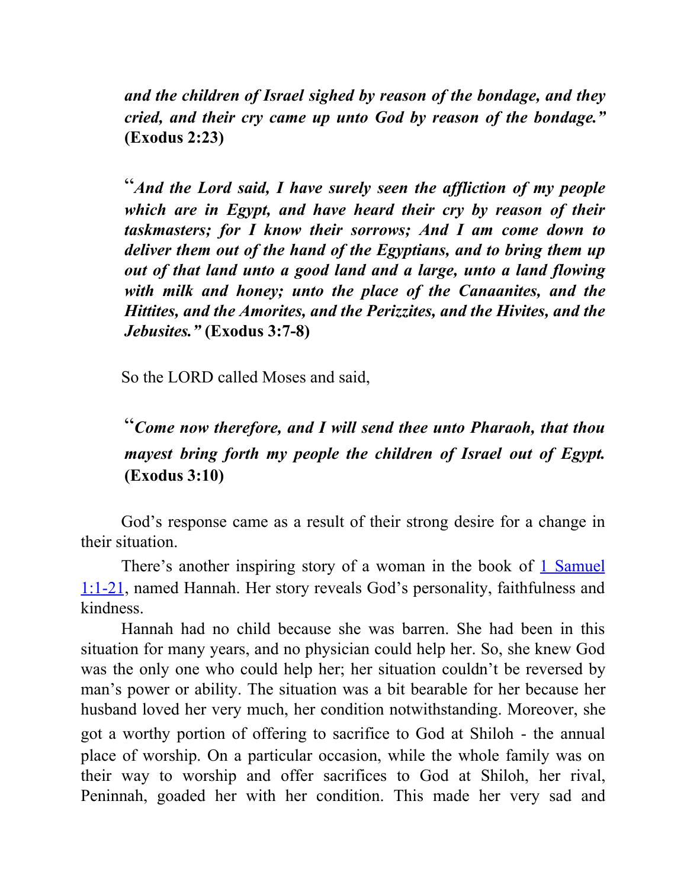***and the children of Israel sighed by reason of the bondage, and they cried, and their cry came up unto God by reason of the bondage."*** **(Exodus 2:23)**

"***And the Lord said, I have surely seen the affliction of my people which are in Egypt, and have heard their cry by reason of their taskmasters; for I know their sorrows; And I am come down to deliver them out of the hand of the Egyptians, and to bring them up out of that land unto a good land and a large, unto a land flowing with milk and honey; unto the place of the Canaanites, and the Hittites, and the Amorites, and the Perizzites, and the Hivites, and the Jebusites."*** **(Exodus 3:7-8)**

So the LORD called Moses and said,

"***Come now therefore, and I will send thee unto Pharaoh, that thou mayest bring forth my people the children of Israel out of Egypt.*** **(Exodus 3:10)**

God's response came as a result of their strong desire for a change in their situation.

There's another inspiring story of a woman in the book of 1 Samuel 1:1-21, named Hannah. Her story reveals God's personality, faithfulness and kindness.

Hannah had no child because she was barren. She had been in this situation for many years, and no physician could help her. So, she knew God was the only one who could help her; her situation couldn't be reversed by man's power or ability. The situation was a bit bearable for her because her husband loved her very much, her condition notwithstanding. Moreover, she got a worthy portion of offering to sacrifice to God at Shiloh - the annual place of worship. On a particular occasion, while the whole family was on their way to worship and offer sacrifices to God at Shiloh, her rival, Peninnah, goaded her with her condition. This made her very sad and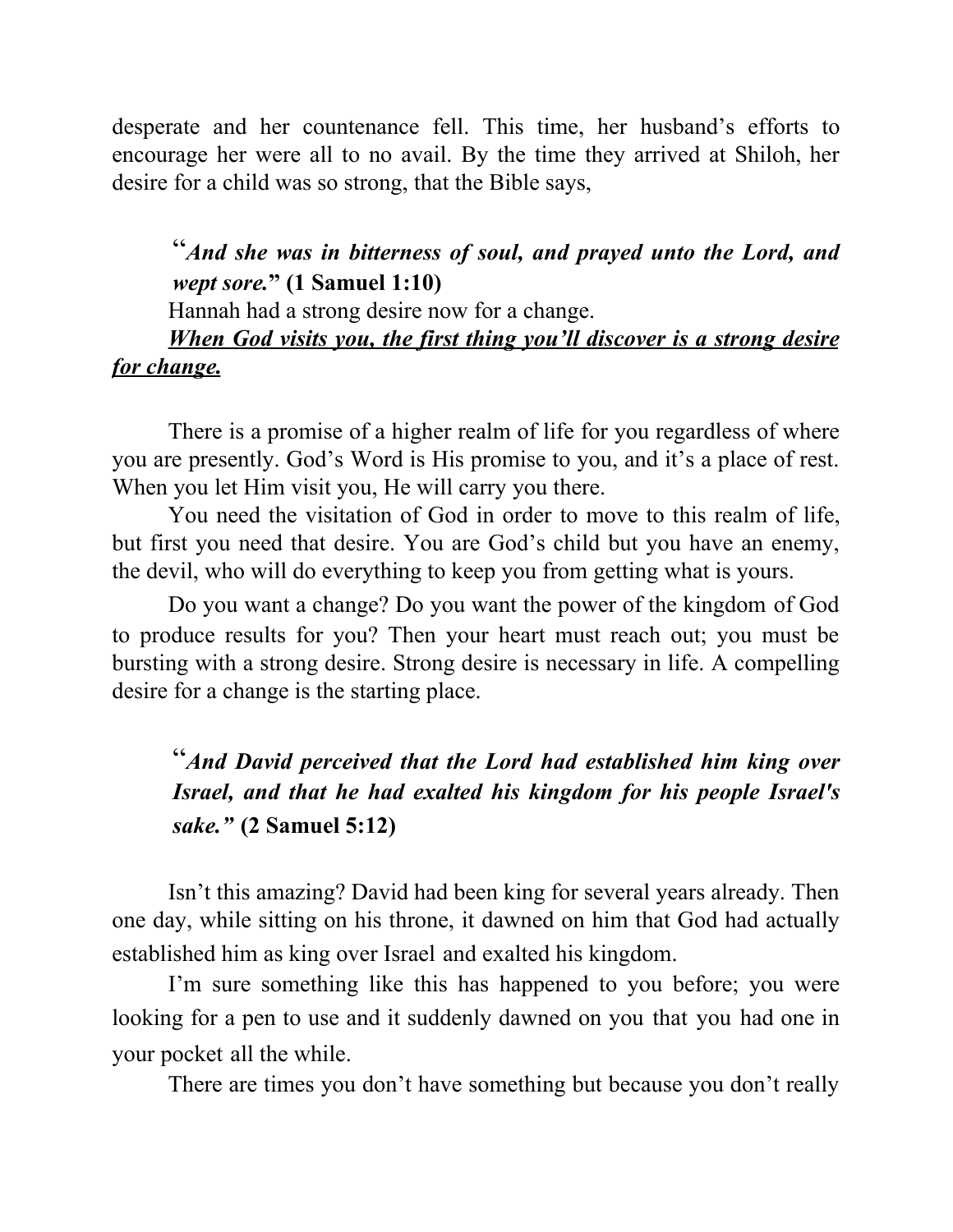desperate and her countenance fell. This time, her husband's efforts to encourage her were all to no avail. By the time they arrived at Shiloh, her desire for a child was so strong, that the Bible says,

> "***And she was in bitterness of soul, and prayed unto the Lord, and wept sore.*" (1 Samuel 1:10)**

Hannah had a strong desire now for a change.

***<u>When God visits you, the first thing you'll discover is a strong desire for change.</u>***

There is a promise of a higher realm of life for you regardless of where you are presently. God's Word is His promise to you, and it's a place of rest. When you let Him visit you, He will carry you there.

You need the visitation of God in order to move to this realm of life, but first you need that desire. You are God's child but you have an enemy, the devil, who will do everything to keep you from getting what is yours.

Do you want a change? Do you want the power of the kingdom of God to produce results for you? Then your heart must reach out; you must be bursting with a strong desire. Strong desire is necessary in life. A compelling desire for a change is the starting place.

> "***And David perceived that the Lord had established him king over Israel, and that he had exalted his kingdom for his people Israel's sake.*" (2 Samuel 5:12)**

Isn't this amazing? David had been king for several years already. Then one day, while sitting on his throne, it dawned on him that God had actually established him as king over Israel and exalted his kingdom.

I'm sure something like this has happened to you before; you were looking for a pen to use and it suddenly dawned on you that you had one in your pocket all the while.

There are times you don't have something but because you don't really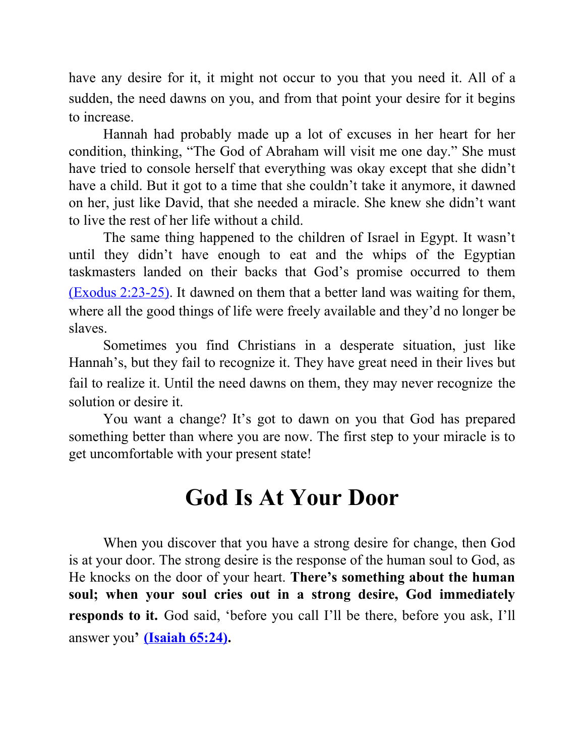have any desire for it, it might not occur to you that you need it. All of a sudden, the need dawns on you, and from that point your desire for it begins to increase.

Hannah had probably made up a lot of excuses in her heart for her condition, thinking, "The God of Abraham will visit me one day." She must have tried to console herself that everything was okay except that she didn't have a child. But it got to a time that she couldn't take it anymore, it dawned on her, just like David, that she needed a miracle. She knew she didn't want to live the rest of her life without a child.

The same thing happened to the children of Israel in Egypt. It wasn't until they didn't have enough to eat and the whips of the Egyptian taskmasters landed on their backs that God's promise occurred to them (Exodus 2:23-25). It dawned on them that a better land was waiting for them, where all the good things of life were freely available and they'd no longer be slaves.

Sometimes you find Christians in a desperate situation, just like Hannah's, but they fail to recognize it. They have great need in their lives but fail to realize it. Until the need dawns on them, they may never recognize the solution or desire it.

You want a change? It's got to dawn on you that God has prepared something better than where you are now. The first step to your miracle is to get uncomfortable with your present state!

# God Is At Your Door

When you discover that you have a strong desire for change, then God is at your door. The strong desire is the response of the human soul to God, as He knocks on the door of your heart. **There's something about the human soul; when your soul cries out in a strong desire, God immediately responds to it.** God said, 'before you call I'll be there, before you ask, I'll answer you' **(Isaiah 65:24).**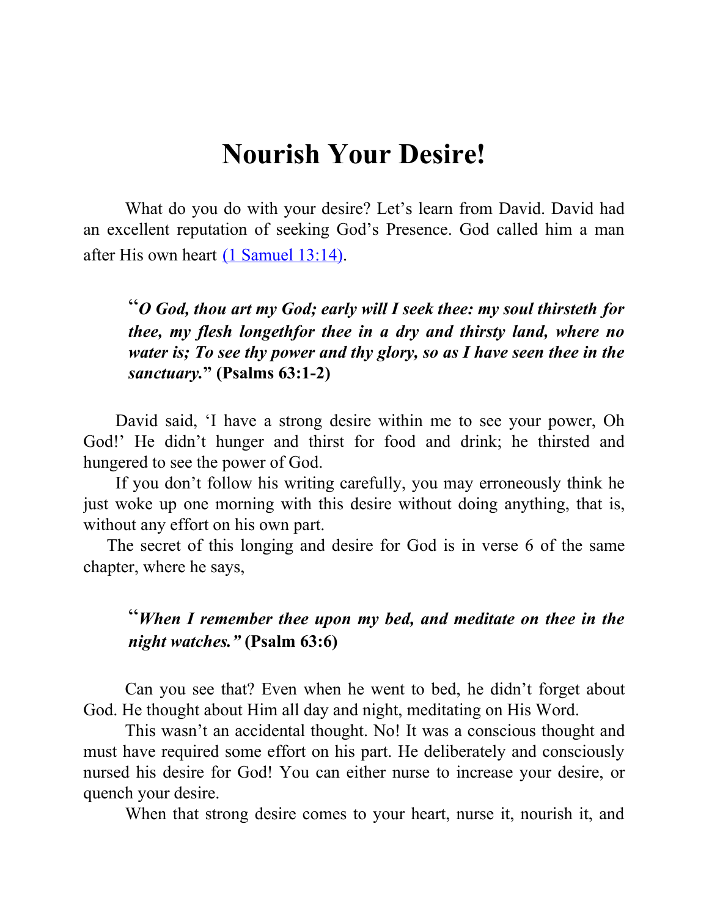# Nourish Your Desire!

What do you do with your desire? Let's learn from David. David had an excellent reputation of seeking God's Presence. God called him a man after His own heart (1 Samuel 13:14).

> "***O God, thou art my God; early will I seek thee: my soul thirsteth for thee, my flesh longethfor thee in a dry and thirsty land, where no water is; To see thy power and thy glory, so as I have seen thee in the sanctuary.*" (Psalms 63:1-2)**

David said, 'I have a strong desire within me to see your power, Oh God!' He didn't hunger and thirst for food and drink; he thirsted and hungered to see the power of God.

If you don't follow his writing carefully, you may erroneously think he just woke up one morning with this desire without doing anything, that is, without any effort on his own part.

The secret of this longing and desire for God is in verse 6 of the same chapter, where he says,

> "***When I remember thee upon my bed, and meditate on thee in the night watches."* (Psalm 63:6)**

Can you see that? Even when he went to bed, he didn't forget about God. He thought about Him all day and night, meditating on His Word.

This wasn't an accidental thought. No! It was a conscious thought and must have required some effort on his part. He deliberately and consciously nursed his desire for God! You can either nurse to increase your desire, or quench your desire.

When that strong desire comes to your heart, nurse it, nourish it, and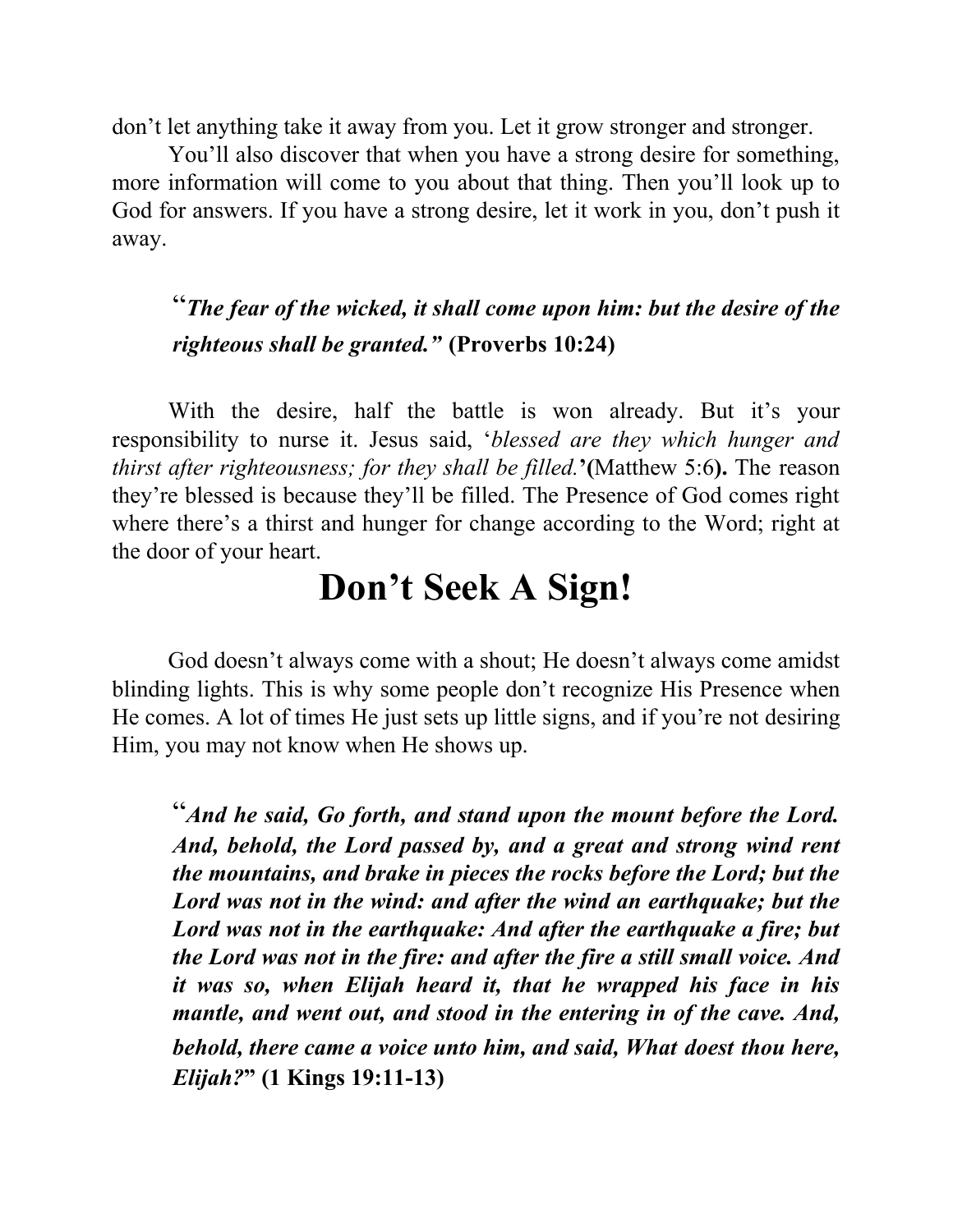don't let anything take it away from you. Let it grow stronger and stronger.

You'll also discover that when you have a strong desire for something, more information will come to you about that thing. Then you'll look up to God for answers. If you have a strong desire, let it work in you, don't push it away.

> "***The fear of the wicked, it shall come upon him: but the desire of the righteous shall be granted."* (Proverbs 10:24)**

With the desire, half the battle is won already. But it's your responsibility to nurse it. Jesus said, '*blessed are they which hunger and thirst after righteousness; for they shall be filled.*'**(**Matthew 5:6**).** The reason they're blessed is because they'll be filled. The Presence of God comes right where there's a thirst and hunger for change according to the Word; right at the door of your heart.

# Don't Seek A Sign!

God doesn't always come with a shout; He doesn't always come amidst blinding lights. This is why some people don't recognize His Presence when He comes. A lot of times He just sets up little signs, and if you're not desiring Him, you may not know when He shows up.

> "***And he said, Go forth, and stand upon the mount before the Lord. And, behold, the Lord passed by, and a great and strong wind rent the mountains, and brake in pieces the rocks before the Lord; but the Lord was not in the wind: and after the wind an earthquake; but the Lord was not in the earthquake: And after the earthquake a fire; but the Lord was not in the fire: and after the fire a still small voice. And it was so, when Elijah heard it, that he wrapped his face in his mantle, and went out, and stood in the entering in of the cave. And, behold, there came a voice unto him, and said, What doest thou here, Elijah?*" (1 Kings 19:11-13)**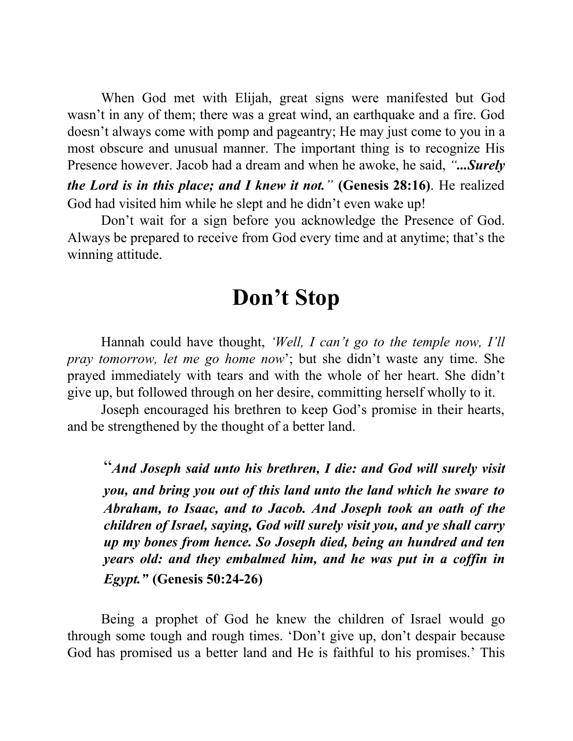When God met with Elijah, great signs were manifested but God wasn't in any of them; there was a great wind, an earthquake and a fire. God doesn't always come with pomp and pageantry; He may just come to you in a most obscure and unusual manner. The important thing is to recognize His Presence however. Jacob had a dream and when he awoke, he said, *"...**Surely the Lord is in this place; and I knew it not.**"* **(Genesis 28:16)**. He realized God had visited him while he slept and he didn't even wake up!

Don't wait for a sign before you acknowledge the Presence of God. Always be prepared to receive from God every time and at anytime; that's the winning attitude.

# Don't Stop

Hannah could have thought, *'Well, I can't go to the temple now, I'll pray tomorrow, let me go home now*'; but she didn't waste any time. She prayed immediately with tears and with the whole of her heart. She didn't give up, but followed through on her desire, committing herself wholly to it.

Joseph encouraged his brethren to keep God's promise in their hearts, and be strengthened by the thought of a better land.

> "***And Joseph said unto his brethren, I die: and God will surely visit you, and bring you out of this land unto the land which he sware to Abraham, to Isaac, and to Jacob. And Joseph took an oath of the children of Israel, saying, God will surely visit you, and ye shall carry up my bones from hence. So Joseph died, being an hundred and ten years old: and they embalmed him, and he was put in a coffin in Egypt."*** **(Genesis 50:24-26)**

Being a prophet of God he knew the children of Israel would go through some tough and rough times. 'Don't give up, don't despair because God has promised us a better land and He is faithful to his promises.' This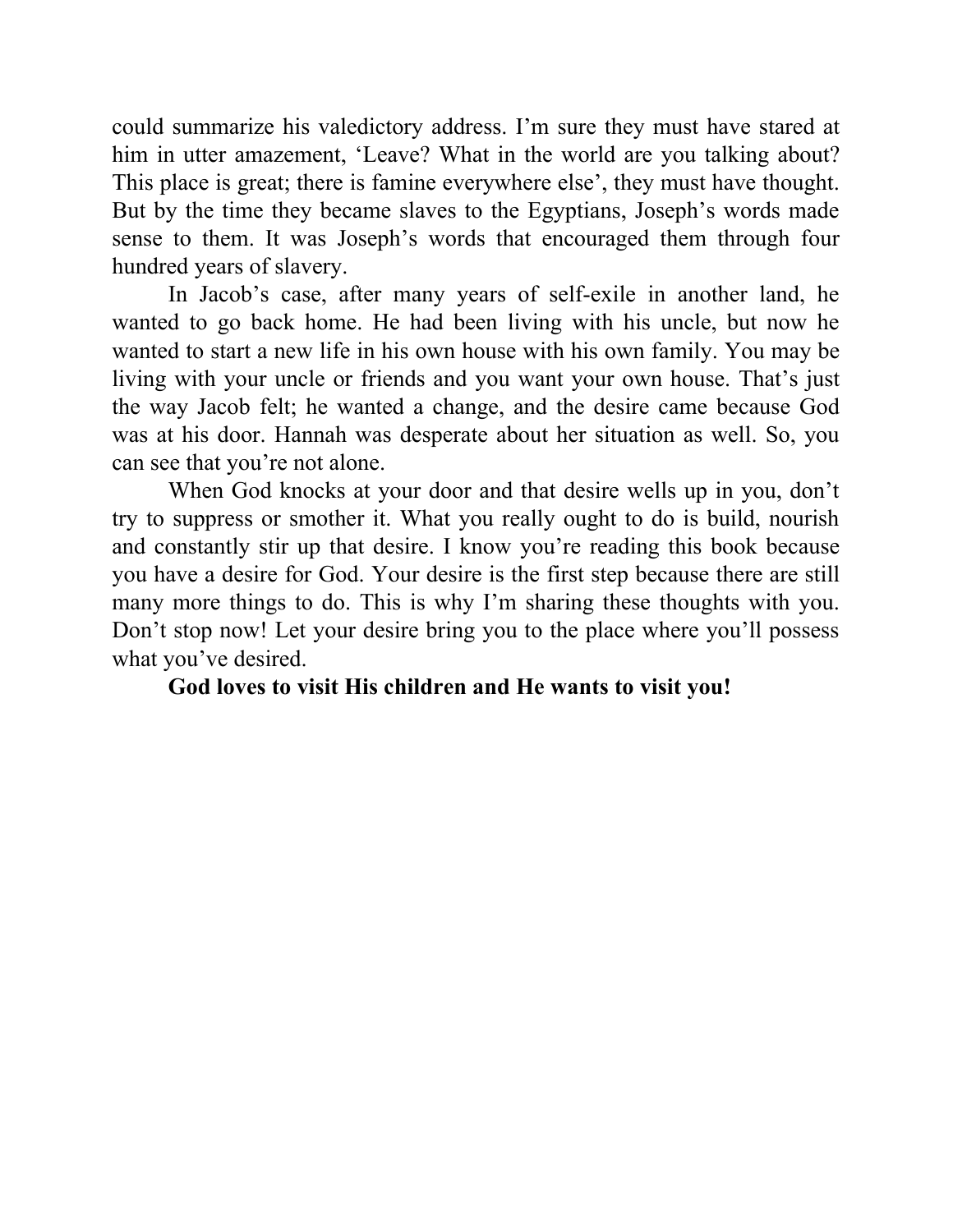could summarize his valedictory address. I'm sure they must have stared at him in utter amazement, 'Leave? What in the world are you talking about? This place is great; there is famine everywhere else', they must have thought. But by the time they became slaves to the Egyptians, Joseph's words made sense to them. It was Joseph's words that encouraged them through four hundred years of slavery.

In Jacob's case, after many years of self-exile in another land, he wanted to go back home. He had been living with his uncle, but now he wanted to start a new life in his own house with his own family. You may be living with your uncle or friends and you want your own house. That's just the way Jacob felt; he wanted a change, and the desire came because God was at his door. Hannah was desperate about her situation as well. So, you can see that you're not alone.

When God knocks at your door and that desire wells up in you, don't try to suppress or smother it. What you really ought to do is build, nourish and constantly stir up that desire. I know you're reading this book because you have a desire for God. Your desire is the first step because there are still many more things to do. This is why I'm sharing these thoughts with you. Don't stop now! Let your desire bring you to the place where you'll possess what you've desired.

**God loves to visit His children and He wants to visit you!**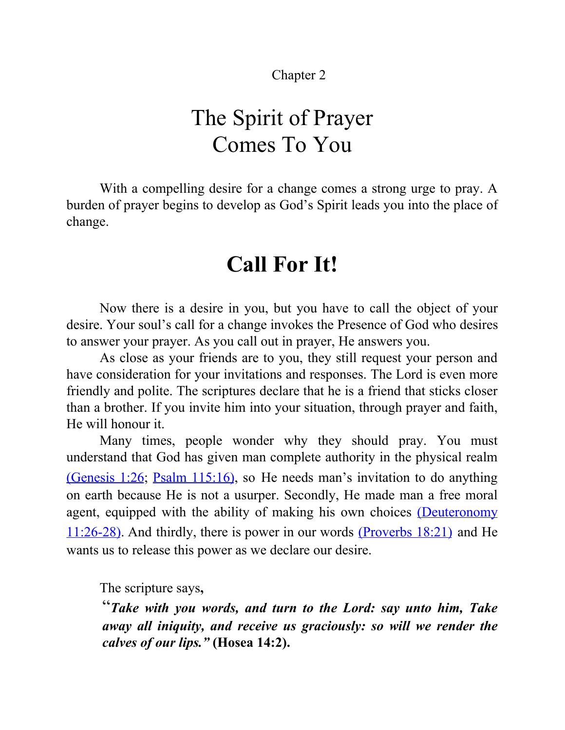Chapter 2

# The Spirit of Prayer Comes To You

With a compelling desire for a change comes a strong urge to pray. A burden of prayer begins to develop as God's Spirit leads you into the place of change.

## Call For It!

Now there is a desire in you, but you have to call the object of your desire. Your soul's call for a change invokes the Presence of God who desires to answer your prayer. As you call out in prayer, He answers you.

As close as your friends are to you, they still request your person and have consideration for your invitations and responses. The Lord is even more friendly and polite. The scriptures declare that he is a friend that sticks closer than a brother. If you invite him into your situation, through prayer and faith, He will honour it.

Many times, people wonder why they should pray. You must understand that God has given man complete authority in the physical realm (Genesis 1:26; Psalm 115:16), so He needs man's invitation to do anything on earth because He is not a usurper. Secondly, He made man a free moral agent, equipped with the ability of making his own choices (Deuteronomy 11:26-28). And thirdly, there is power in our words (Proverbs 18:21) and He wants us to release this power as we declare our desire.

The scripture says**,**

> "***Take with you words, and turn to the Lord: say unto him, Take away all iniquity, and receive us graciously: so will we render the calves of our lips."*** **(Hosea 14:2).**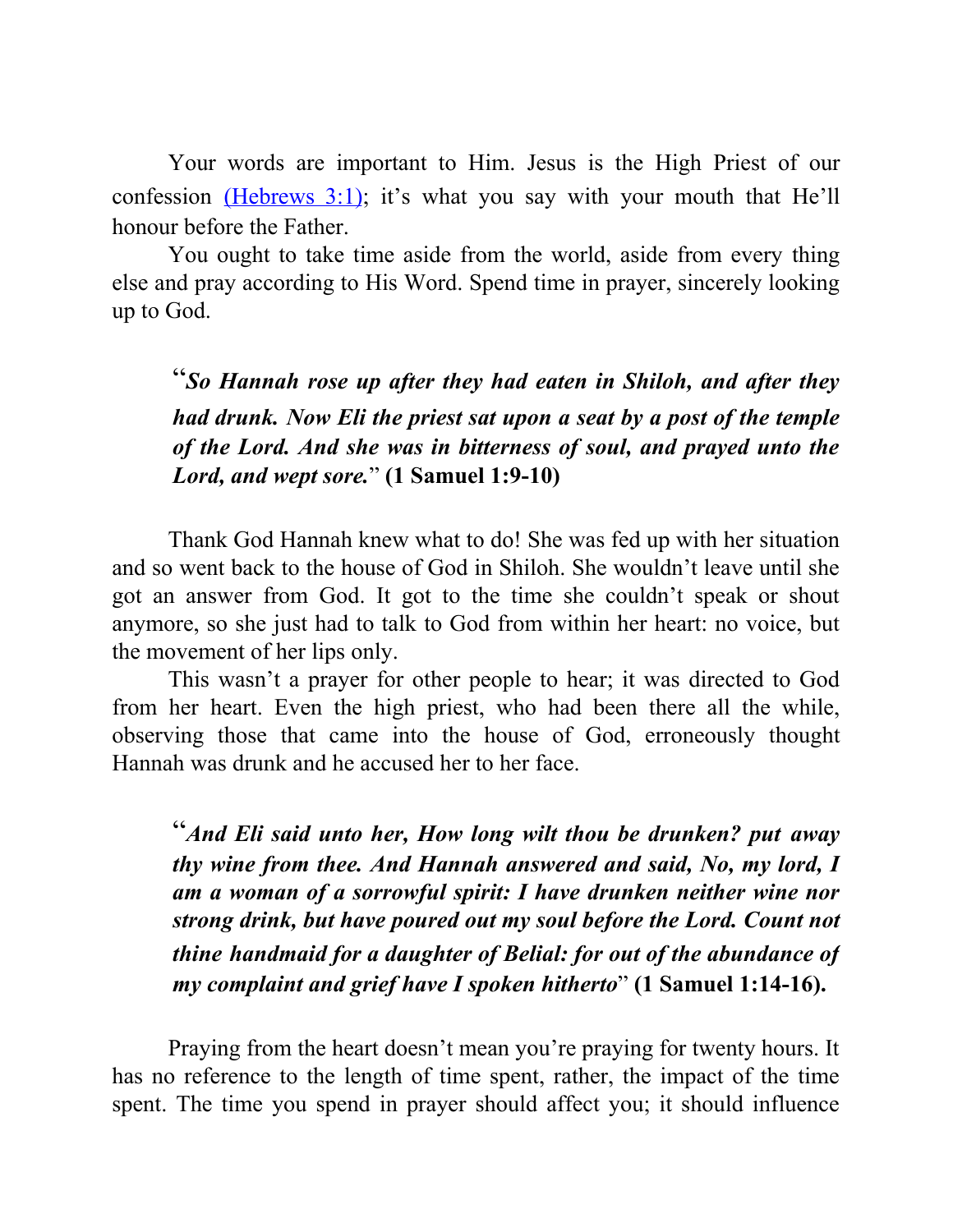Your words are important to Him. Jesus is the High Priest of our confession [(Hebrews 3:1)](); it's what you say with your mouth that He'll honour before the Father.

You ought to take time aside from the world, aside from every thing else and pray according to His Word. Spend time in prayer, sincerely looking up to God.

> "*So Hannah rose up after they had eaten in Shiloh, and after they had drunk. Now Eli the priest sat upon a seat by a post of the temple of the Lord. And she was in bitterness of soul, and prayed unto the Lord, and wept sore.*" **(1 Samuel 1:9-10)**

Thank God Hannah knew what to do! She was fed up with her situation and so went back to the house of God in Shiloh. She wouldn't leave until she got an answer from God. It got to the time she couldn't speak or shout anymore, so she just had to talk to God from within her heart: no voice, but the movement of her lips only.

This wasn't a prayer for other people to hear; it was directed to God from her heart. Even the high priest, who had been there all the while, observing those that came into the house of God, erroneously thought Hannah was drunk and he accused her to her face.

> "*And Eli said unto her, How long wilt thou be drunken? put away thy wine from thee. And Hannah answered and said, No, my lord, I am a woman of a sorrowful spirit: I have drunken neither wine nor strong drink, but have poured out my soul before the Lord. Count not thine handmaid for a daughter of Belial: for out of the abundance of my complaint and grief have I spoken hitherto*" **(1 Samuel 1:14-16).**

Praying from the heart doesn't mean you're praying for twenty hours. It has no reference to the length of time spent, rather, the impact of the time spent. The time you spend in prayer should affect you; it should influence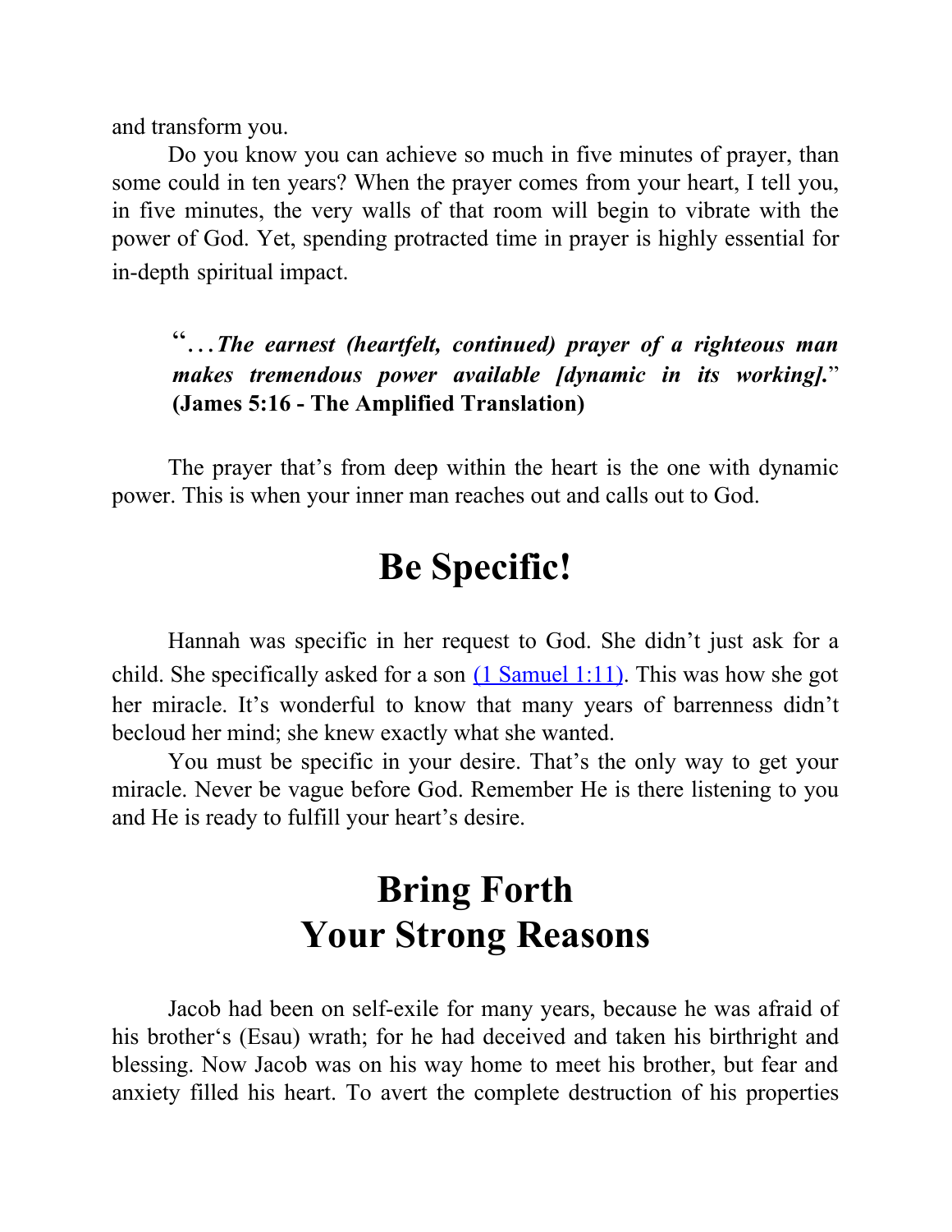and transform you.

Do you know you can achieve so much in five minutes of prayer, than some could in ten years? When the prayer comes from your heart, I tell you, in five minutes, the very walls of that room will begin to vibrate with the power of God. Yet, spending protracted time in prayer is highly essential for in-depth spiritual impact.

> "*...The earnest (heartfelt, continued) prayer of a righteous man makes tremendous power available [dynamic in its working].*" **(James 5:16 - The Amplified Translation)**

The prayer that's from deep within the heart is the one with dynamic power. This is when your inner man reaches out and calls out to God.

# Be Specific!

Hannah was specific in her request to God. She didn't just ask for a child. She specifically asked for a son (1 Samuel 1:11). This was how she got her miracle. It's wonderful to know that many years of barrenness didn't becloud her mind; she knew exactly what she wanted.

You must be specific in your desire. That's the only way to get your miracle. Never be vague before God. Remember He is there listening to you and He is ready to fulfill your heart's desire.

# Bring Forth Your Strong Reasons

Jacob had been on self-exile for many years, because he was afraid of his brother's (Esau) wrath; for he had deceived and taken his birthright and blessing. Now Jacob was on his way home to meet his brother, but fear and anxiety filled his heart. To avert the complete destruction of his properties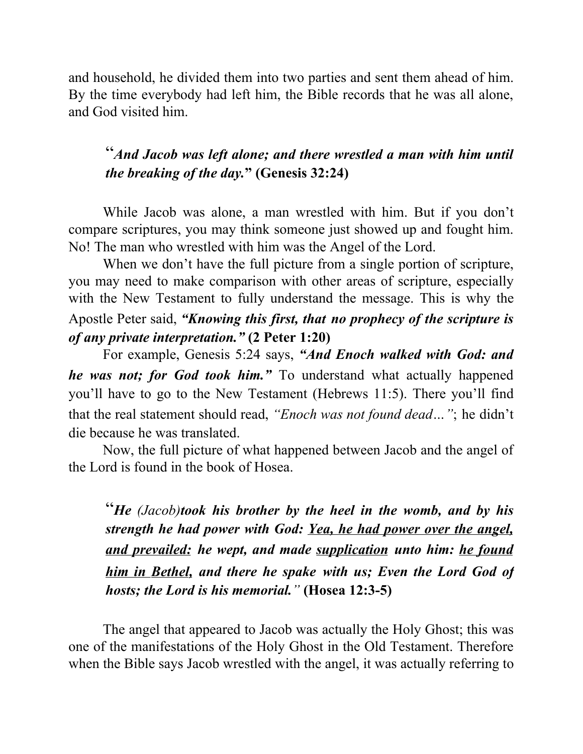and household, he divided them into two parties and sent them ahead of him. By the time everybody had left him, the Bible records that he was all alone, and God visited him.

> "***And Jacob was left alone; and there wrestled a man with him until the breaking of the day.*" (Genesis 32:24)**

While Jacob was alone, a man wrestled with him. But if you don't compare scriptures, you may think someone just showed up and fought him. No! The man who wrestled with him was the Angel of the Lord.

When we don't have the full picture from a single portion of scripture, you may need to make comparison with other areas of scripture, especially with the New Testament to fully understand the message. This is why the Apostle Peter said, ***"Knowing this first, that no prophecy of the scripture is of any private interpretation."* (2 Peter 1:20)**

For example, Genesis 5:24 says, ***"And Enoch walked with God: and he was not; for God took him."*** To understand what actually happened you'll have to go to the New Testament (Hebrews 11:5). There you'll find that the real statement should read, *"Enoch was not found dead…"*; he didn't die because he was translated.

Now, the full picture of what happened between Jacob and the angel of the Lord is found in the book of Hosea.

> "***He** (Jacob)**took his brother by the heel in the womb, and by his strength he had power with God: <u>Yea, he had power over the angel, and prevailed:</u> he wept, and made <u>supplication</u> unto him: <u>he found him in Bethel,</u> and there he spake with us; Even the Lord God of hosts; the Lord is his memorial.*"* **(Hosea 12:3-5)**

The angel that appeared to Jacob was actually the Holy Ghost; this was one of the manifestations of the Holy Ghost in the Old Testament. Therefore when the Bible says Jacob wrestled with the angel, it was actually referring to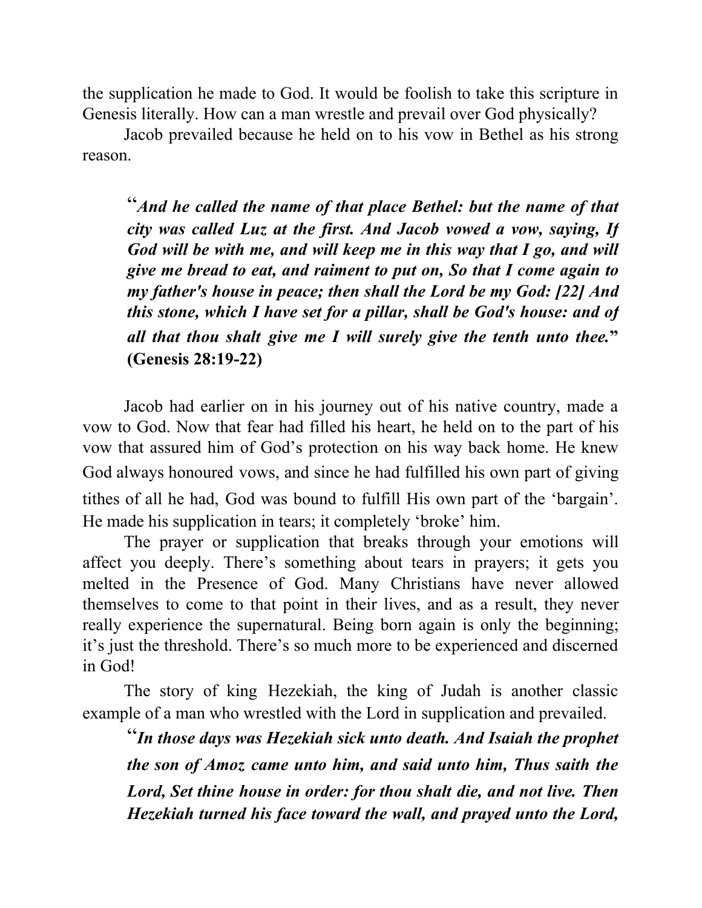the supplication he made to God. It would be foolish to take this scripture in Genesis literally. How can a man wrestle and prevail over God physically?

Jacob prevailed because he held on to his vow in Bethel as his strong reason.

> "***And he called the name of that place Bethel: but the name of that city was called Luz at the first. And Jacob vowed a vow, saying, If God will be with me, and will keep me in this way that I go, and will give me bread to eat, and raiment to put on, So that I come again to my father's house in peace; then shall the Lord be my God: [22] And this stone, which I have set for a pillar, shall be God's house: and of all that thou shalt give me I will surely give the tenth unto thee.*" (Genesis 28:19-22)**

Jacob had earlier on in his journey out of his native country, made a vow to God. Now that fear had filled his heart, he held on to the part of his vow that assured him of God's protection on his way back home. He knew God always honoured vows, and since he had fulfilled his own part of giving tithes of all he had, God was bound to fulfill His own part of the 'bargain'. He made his supplication in tears; it completely 'broke' him.

The prayer or supplication that breaks through your emotions will affect you deeply. There's something about tears in prayers; it gets you melted in the Presence of God. Many Christians have never allowed themselves to come to that point in their lives, and as a result, they never really experience the supernatural. Being born again is only the beginning; it's just the threshold. There's so much more to be experienced and discerned in God!

The story of king Hezekiah, the king of Judah is another classic example of a man who wrestled with the Lord in supplication and prevailed.

> "***In those days was Hezekiah sick unto death. And Isaiah the prophet the son of Amoz came unto him, and said unto him, Thus saith the Lord, Set thine house in order: for thou shalt die, and not live. Then Hezekiah turned his face toward the wall, and prayed unto the Lord,***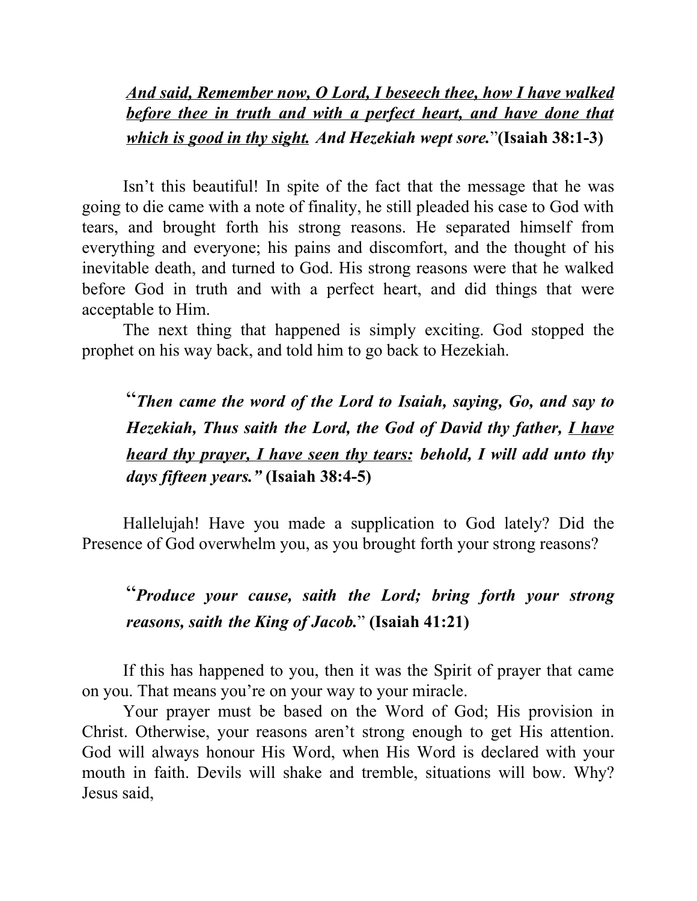> ***<u>And said, Remember now, O Lord, I beseech thee, how I have walked before thee in truth and with a perfect heart, and have done that which is good in thy sight.</u> And Hezekiah wept sore.***"**(Isaiah 38:1-3)**

Isn't this beautiful! In spite of the fact that the message that he was going to die came with a note of finality, he still pleaded his case to God with tears, and brought forth his strong reasons. He separated himself from everything and everyone; his pains and discomfort, and the thought of his inevitable death, and turned to God. His strong reasons were that he walked before God in truth and with a perfect heart, and did things that were acceptable to Him.

The next thing that happened is simply exciting. God stopped the prophet on his way back, and told him to go back to Hezekiah.

> "***Then came the word of the Lord to Isaiah, saying, Go, and say to Hezekiah, Thus saith the Lord, the God of David thy father, <u>I have heard thy prayer, I have seen thy tears:</u> behold, I will add unto thy days fifteen years."*** **(Isaiah 38:4-5)**

Hallelujah! Have you made a supplication to God lately? Did the Presence of God overwhelm you, as you brought forth your strong reasons?

> "***Produce your cause, saith the Lord; bring forth your strong reasons, saith the King of Jacob.***" **(Isaiah 41:21)**

If this has happened to you, then it was the Spirit of prayer that came on you. That means you're on your way to your miracle.

Your prayer must be based on the Word of God; His provision in Christ. Otherwise, your reasons aren't strong enough to get His attention. God will always honour His Word, when His Word is declared with your mouth in faith. Devils will shake and tremble, situations will bow. Why? Jesus said,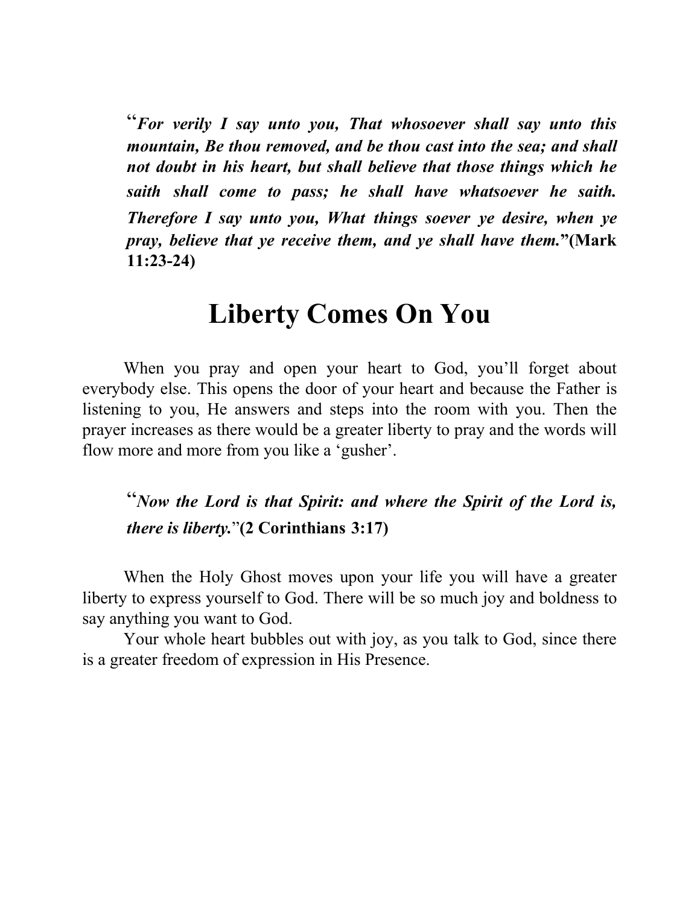"***For verily I say unto you, That whosoever shall say unto this mountain, Be thou removed, and be thou cast into the sea; and shall not doubt in his heart, but shall believe that those things which he saith shall come to pass; he shall have whatsoever he saith. Therefore I say unto you, What things soever ye desire, when ye pray, believe that ye receive them, and ye shall have them.*"(Mark 11:23-24)**

# Liberty Comes On You

When you pray and open your heart to God, you'll forget about everybody else. This opens the door of your heart and because the Father is listening to you, He answers and steps into the room with you. Then the prayer increases as there would be a greater liberty to pray and the words will flow more and more from you like a 'gusher'.

"***Now the Lord is that Spirit: and where the Spirit of the Lord is, there is liberty.***"**(2 Corinthians 3:17)**

When the Holy Ghost moves upon your life you will have a greater liberty to express yourself to God. There will be so much joy and boldness to say anything you want to God.

Your whole heart bubbles out with joy, as you talk to God, since there is a greater freedom of expression in His Presence.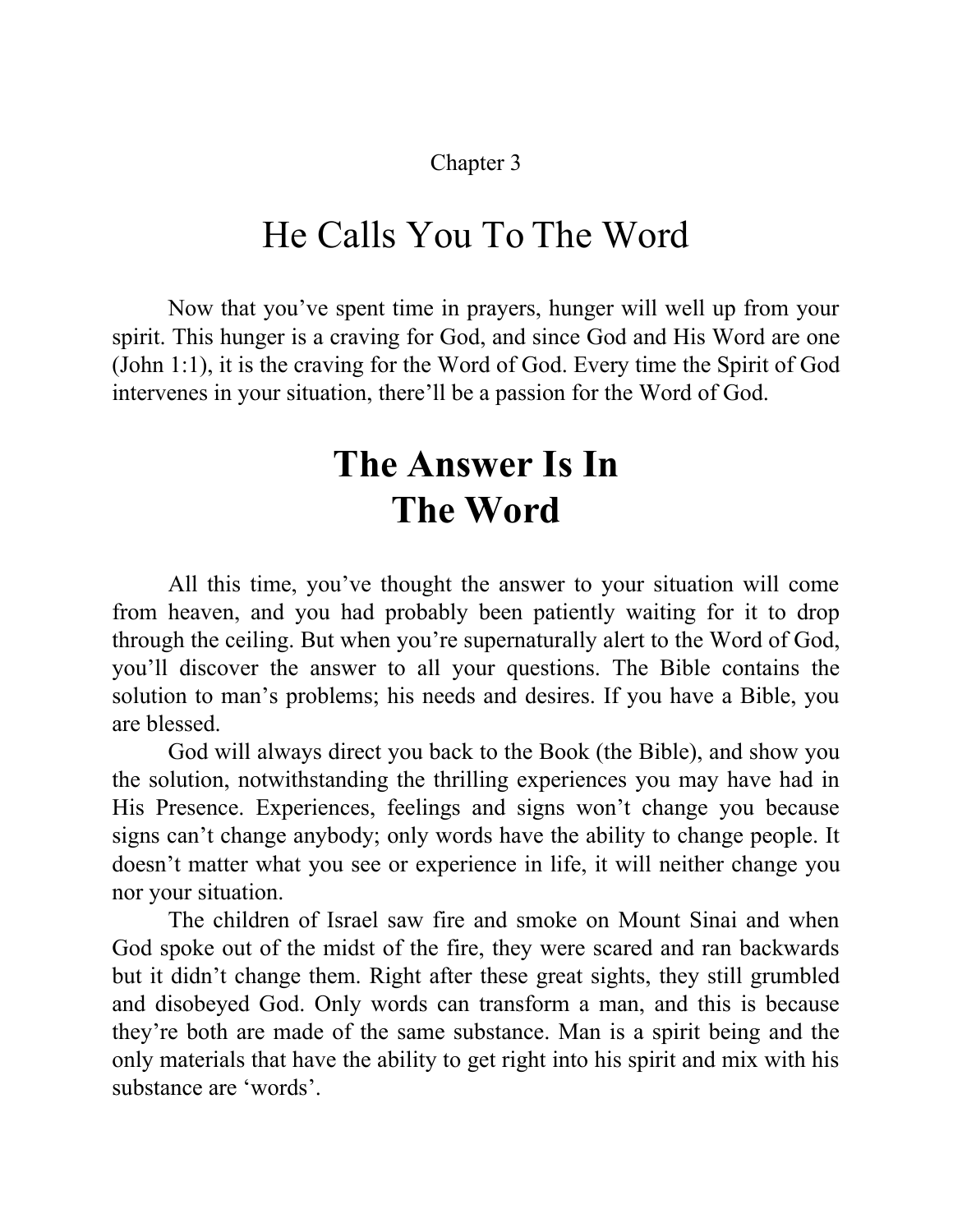Chapter 3

# He Calls You To The Word

Now that you've spent time in prayers, hunger will well up from your spirit. This hunger is a craving for God, and since God and His Word are one (John 1:1), it is the craving for the Word of God. Every time the Spirit of God intervenes in your situation, there'll be a passion for the Word of God.

## The Answer Is In The Word

All this time, you've thought the answer to your situation will come from heaven, and you had probably been patiently waiting for it to drop through the ceiling. But when you're supernaturally alert to the Word of God, you'll discover the answer to all your questions. The Bible contains the solution to man's problems; his needs and desires. If you have a Bible, you are blessed.

God will always direct you back to the Book (the Bible), and show you the solution, notwithstanding the thrilling experiences you may have had in His Presence. Experiences, feelings and signs won't change you because signs can't change anybody; only words have the ability to change people. It doesn't matter what you see or experience in life, it will neither change you nor your situation.

The children of Israel saw fire and smoke on Mount Sinai and when God spoke out of the midst of the fire, they were scared and ran backwards but it didn't change them. Right after these great sights, they still grumbled and disobeyed God. Only words can transform a man, and this is because they're both are made of the same substance. Man is a spirit being and the only materials that have the ability to get right into his spirit and mix with his substance are 'words'.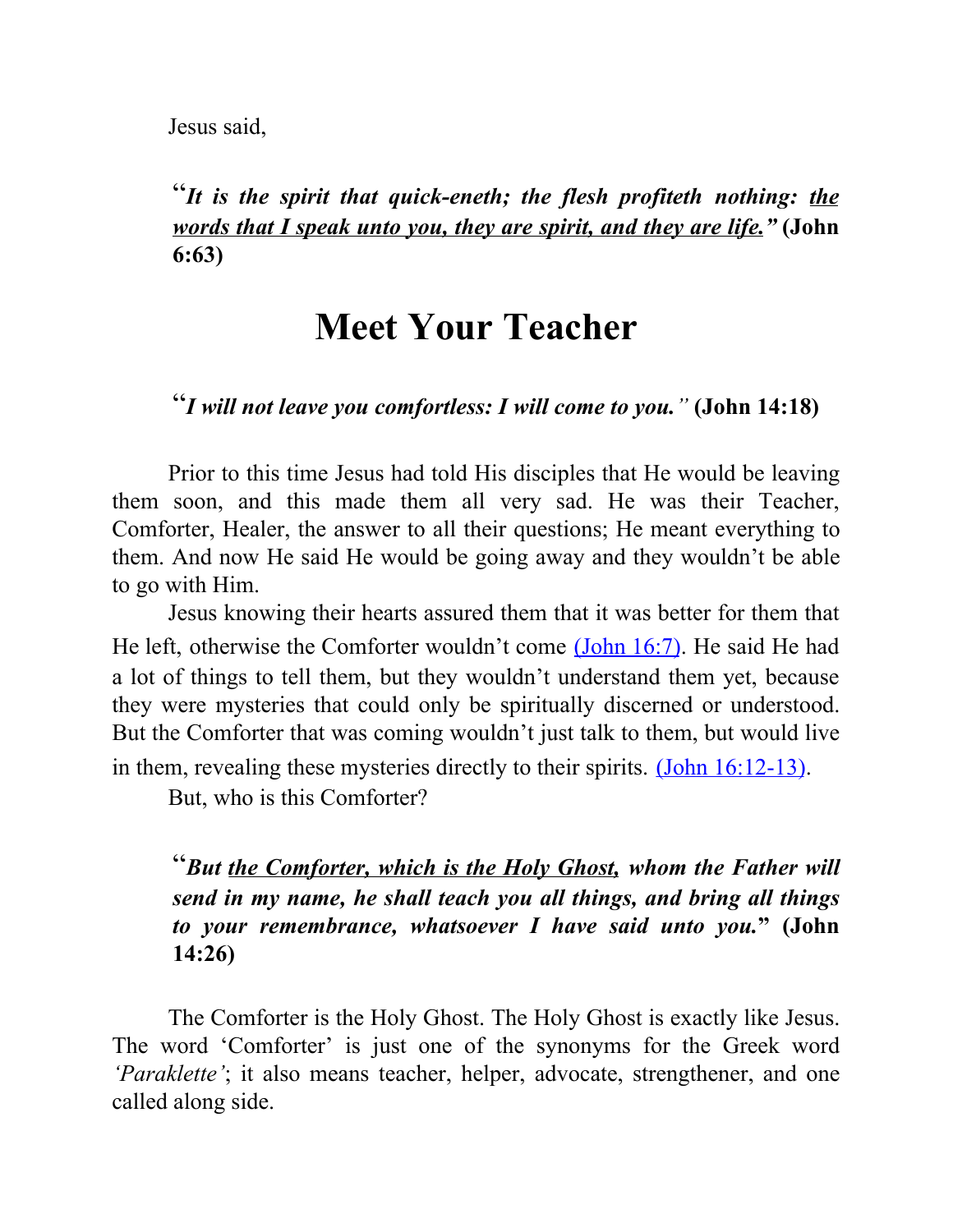Jesus said,

> "***It is the spirit that quick-eneth; the flesh profiteth nothing: <u>the words that I speak unto you, they are spirit, and they are life.</u>"* (John 6:63)**

# Meet Your Teacher

> "***I will not leave you comfortless: I will come to you.*" (John 14:18)**

Prior to this time Jesus had told His disciples that He would be leaving them soon, and this made them all very sad. He was their Teacher, Comforter, Healer, the answer to all their questions; He meant everything to them. And now He said He would be going away and they wouldn't be able to go with Him.

Jesus knowing their hearts assured them that it was better for them that He left, otherwise the Comforter wouldn't come (John 16:7). He said He had a lot of things to tell them, but they wouldn't understand them yet, because they were mysteries that could only be spiritually discerned or understood. But the Comforter that was coming wouldn't just talk to them, but would live in them, revealing these mysteries directly to their spirits. (John 16:12-13).

But, who is this Comforter?

> "***But <u>the Comforter, which is the Holy Ghost,</u> whom the Father will send in my name, he shall teach you all things, and bring all things to your remembrance, whatsoever I have said unto you.*" (John 14:26)**

The Comforter is the Holy Ghost. The Holy Ghost is exactly like Jesus. The word 'Comforter' is just one of the synonyms for the Greek word *'Paraklette'*; it also means teacher, helper, advocate, strengthener, and one called along side.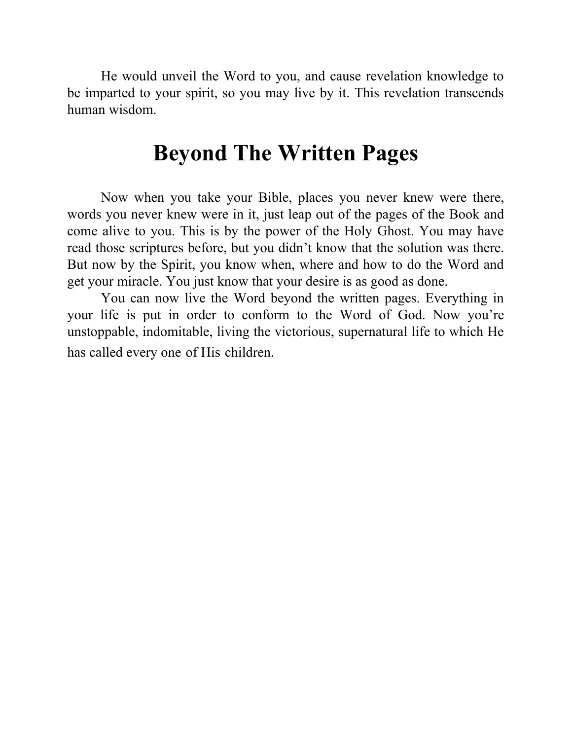He would unveil the Word to you, and cause revelation knowledge to be imparted to your spirit, so you may live by it. This revelation transcends human wisdom.

# Beyond The Written Pages

Now when you take your Bible, places you never knew were there, words you never knew were in it, just leap out of the pages of the Book and come alive to you. This is by the power of the Holy Ghost. You may have read those scriptures before, but you didn't know that the solution was there. But now by the Spirit, you know when, where and how to do the Word and get your miracle. You just know that your desire is as good as done.

You can now live the Word beyond the written pages. Everything in your life is put in order to conform to the Word of God. Now you're unstoppable, indomitable, living the victorious, supernatural life to which He has called every one of His children.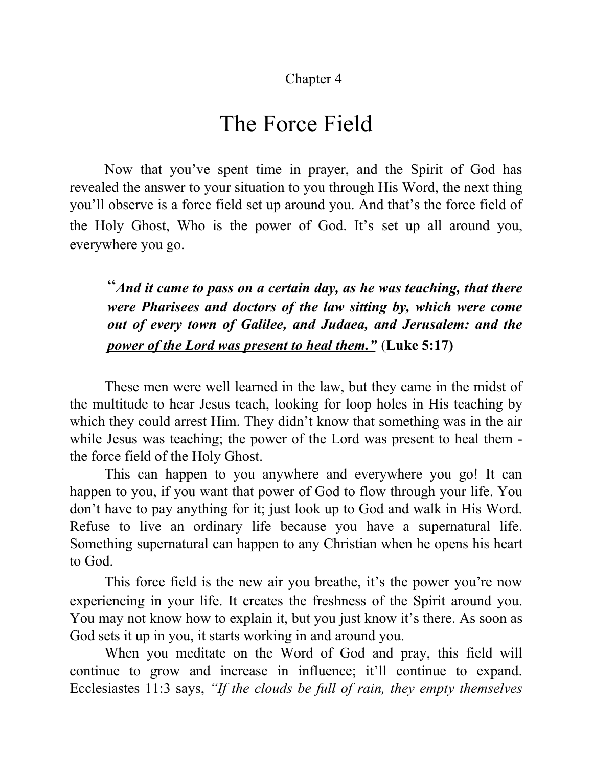Chapter 4

# The Force Field

Now that you've spent time in prayer, and the Spirit of God has revealed the answer to your situation to you through His Word, the next thing you'll observe is a force field set up around you. And that's the force field of the Holy Ghost, Who is the power of God. It's set up all around you, everywhere you go.

> "***And it came to pass on a certain day, as he was teaching, that there were Pharisees and doctors of the law sitting by, which were come out of every town of Galilee, and Judaea, and Jerusalem: <u>and the power of the Lord was present to heal them."</u>*** **(Luke 5:17)**

These men were well learned in the law, but they came in the midst of the multitude to hear Jesus teach, looking for loop holes in His teaching by which they could arrest Him. They didn't know that something was in the air while Jesus was teaching; the power of the Lord was present to heal them - the force field of the Holy Ghost.

This can happen to you anywhere and everywhere you go! It can happen to you, if you want that power of God to flow through your life. You don't have to pay anything for it; just look up to God and walk in His Word. Refuse to live an ordinary life because you have a supernatural life. Something supernatural can happen to any Christian when he opens his heart to God.

This force field is the new air you breathe, it's the power you're now experiencing in your life. It creates the freshness of the Spirit around you. You may not know how to explain it, but you just know it's there. As soon as God sets it up in you, it starts working in and around you.

When you meditate on the Word of God and pray, this field will continue to grow and increase in influence; it'll continue to expand. Ecclesiastes 11:3 says, *"If the clouds be full of rain, they empty themselves*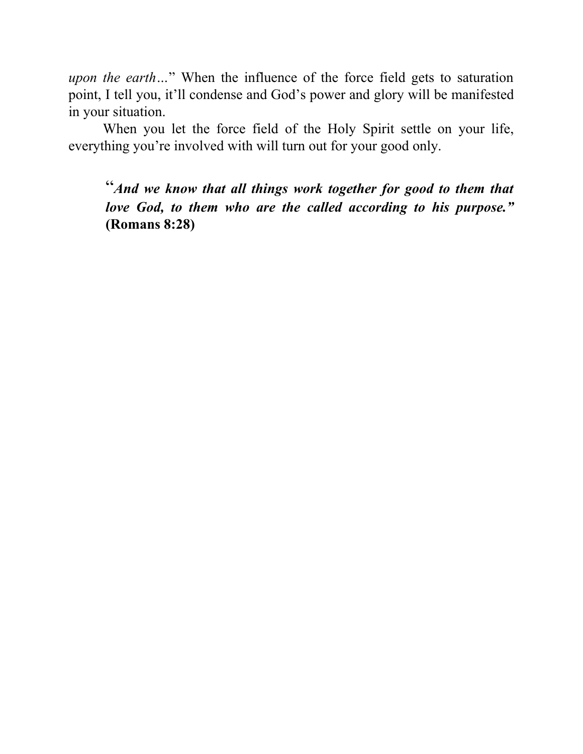*upon the earth…*" When the influence of the force field gets to saturation point, I tell you, it'll condense and God's power and glory will be manifested in your situation.

When you let the force field of the Holy Spirit settle on your life, everything you're involved with will turn out for your good only.

> "***And we know that all things work together for good to them that love God, to them who are the called according to his purpose."* (Romans 8:28)**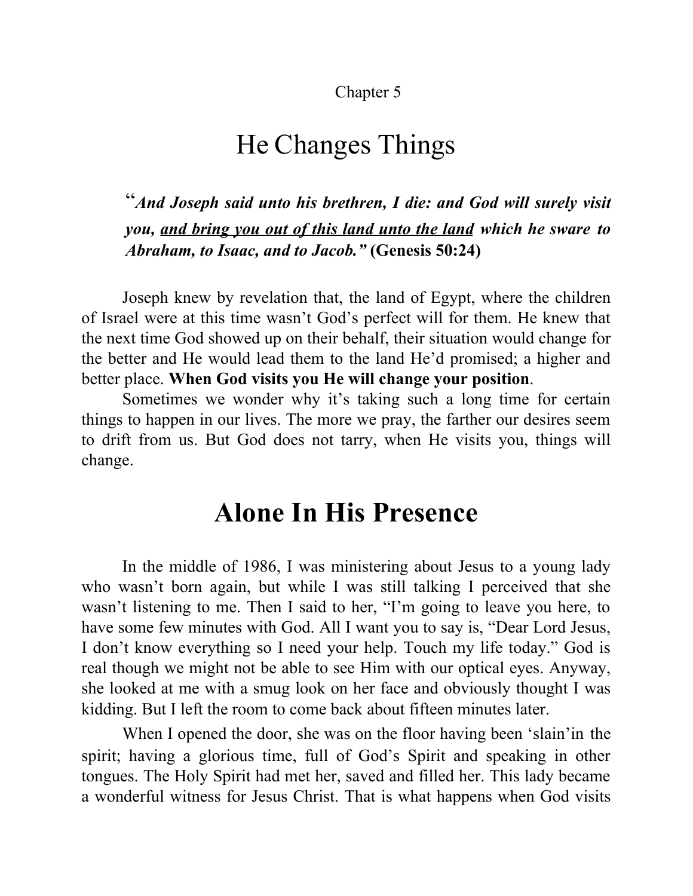Chapter 5

# He Changes Things

> "*And Joseph said unto his brethren, I die: and God will surely visit you, <u>and bring you out of this land unto the land</u> which he sware to Abraham, to Isaac, and to Jacob."* **(Genesis 50:24)**

Joseph knew by revelation that, the land of Egypt, where the children of Israel were at this time wasn't God's perfect will for them. He knew that the next time God showed up on their behalf, their situation would change for the better and He would lead them to the land He'd promised; a higher and better place. **When God visits you He will change your position**.

Sometimes we wonder why it's taking such a long time for certain things to happen in our lives. The more we pray, the farther our desires seem to drift from us. But God does not tarry, when He visits you, things will change.

# Alone In His Presence

In the middle of 1986, I was ministering about Jesus to a young lady who wasn't born again, but while I was still talking I perceived that she wasn't listening to me. Then I said to her, "I'm going to leave you here, to have some few minutes with God. All I want you to say is, "Dear Lord Jesus, I don't know everything so I need your help. Touch my life today." God is real though we might not be able to see Him with our optical eyes. Anyway, she looked at me with a smug look on her face and obviously thought I was kidding. But I left the room to come back about fifteen minutes later.

When I opened the door, she was on the floor having been 'slain'in the spirit; having a glorious time, full of God's Spirit and speaking in other tongues. The Holy Spirit had met her, saved and filled her. This lady became a wonderful witness for Jesus Christ. That is what happens when God visits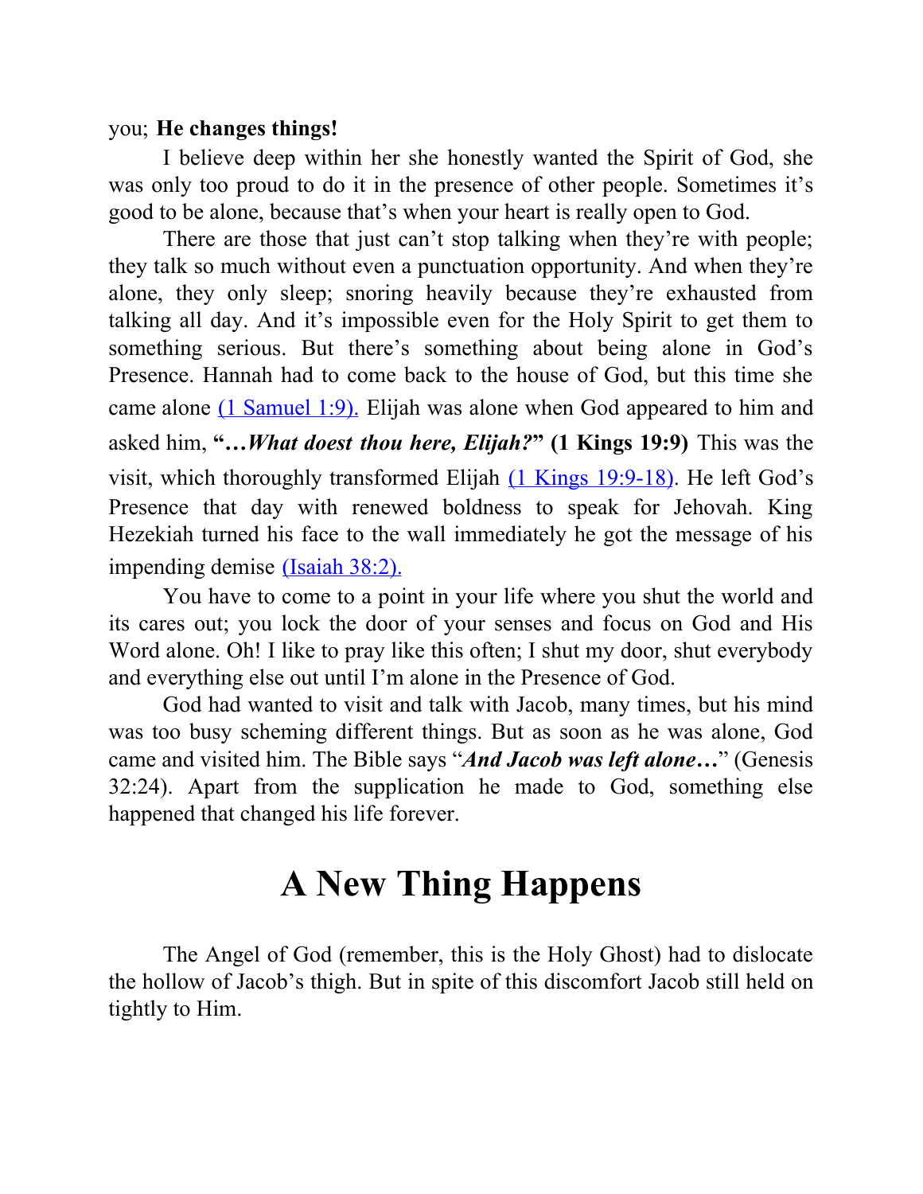you; **He changes things!**

I believe deep within her she honestly wanted the Spirit of God, she was only too proud to do it in the presence of other people. Sometimes it's good to be alone, because that's when your heart is really open to God.

There are those that just can't stop talking when they're with people; they talk so much without even a punctuation opportunity. And when they're alone, they only sleep; snoring heavily because they're exhausted from talking all day. And it's impossible even for the Holy Spirit to get them to something serious. But there's something about being alone in God's Presence. Hannah had to come back to the house of God, but this time she came alone (1 Samuel 1:9). Elijah was alone when God appeared to him and asked him, **"…*What dost thou here, Elijah?*" (1 Kings 19:9)** This was the visit, which thoroughly transformed Elijah (1 Kings 19:9-18). He left God's Presence that day with renewed boldness to speak for Jehovah. King Hezekiah turned his face to the wall immediately he got the message of his impending demise (Isaiah 38:2).

You have to come to a point in your life where you shut the world and its cares out; you lock the door of your senses and focus on God and His Word alone. Oh! I like to pray like this often; I shut my door, shut everybody and everything else out until I'm alone in the Presence of God.

God had wanted to visit and talk with Jacob, many times, but his mind was too busy scheming different things. But as soon as he was alone, God came and visited him. The Bible says "***And Jacob was left alone…***" (Genesis 32:24). Apart from the supplication he made to God, something else happened that changed his life forever.

# A New Thing Happens

The Angel of God (remember, this is the Holy Ghost) had to dislocate the hollow of Jacob's thigh. But in spite of this discomfort Jacob still held on tightly to Him.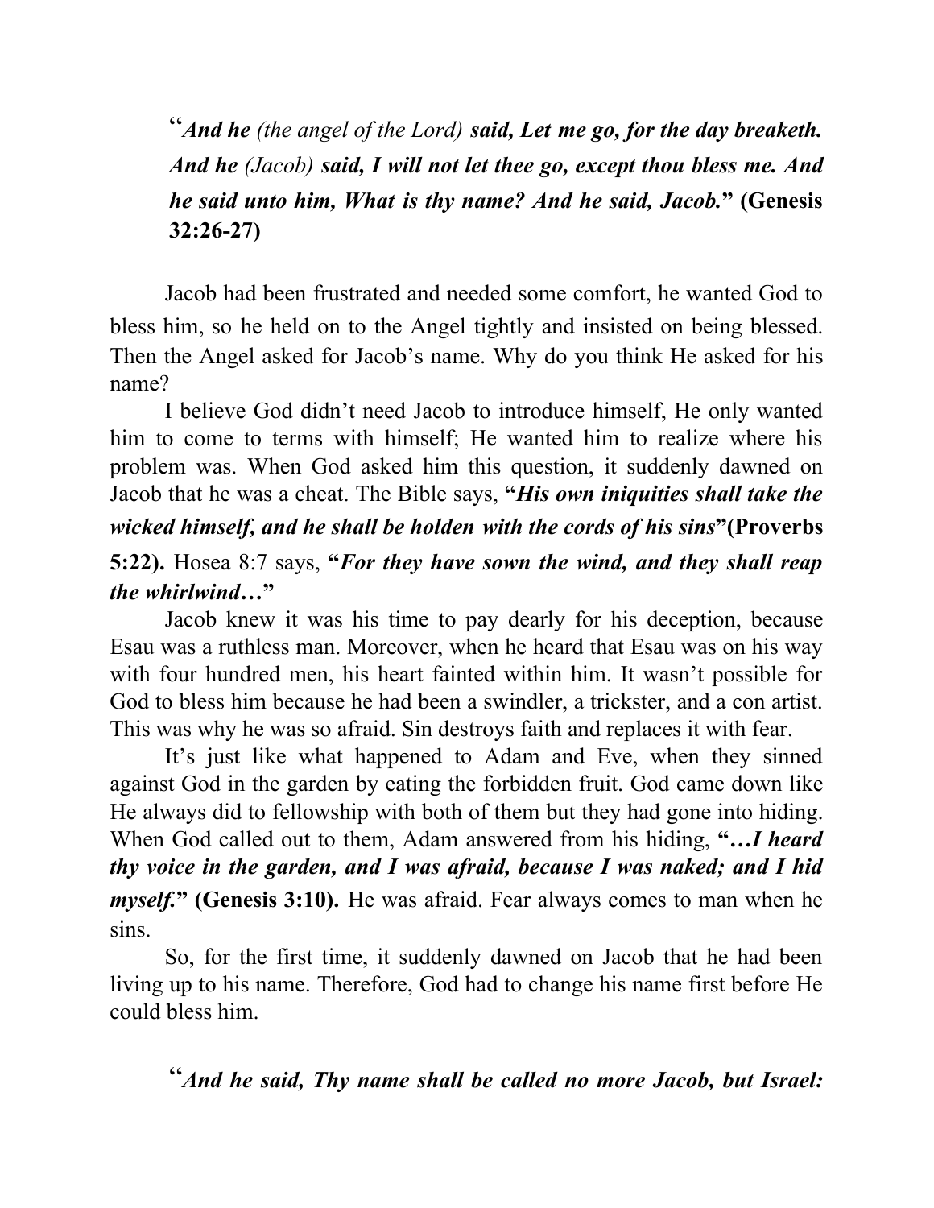> "***And he*** *(the angel of the Lord)* ***said, Let me go, for the day breaketh. And he*** *(Jacob)* ***said, I will not let thee go, except thou bless me. And he said unto him, What is thy name? And he said, Jacob.*****" (Genesis 32:26-27)**

Jacob had been frustrated and needed some comfort, he wanted God to bless him, so he held on to the Angel tightly and insisted on being blessed. Then the Angel asked for Jacob's name. Why do you think He asked for his name?

I believe God didn't need Jacob to introduce himself, He only wanted him to come to terms with himself; He wanted him to realize where his problem was. When God asked him this question, it suddenly dawned on Jacob that he was a cheat. The Bible says, **"*His own iniquities shall take the wicked himself, and he shall be holden with the cords of his sins*"(Proverbs 5:22).** Hosea 8:7 says, **"*For they have sown the wind, and they shall reap the whirlwind…*"**

Jacob knew it was his time to pay dearly for his deception, because Esau was a ruthless man. Moreover, when he heard that Esau was on his way with four hundred men, his heart fainted within him. It wasn't possible for God to bless him because he had been a swindler, a trickster, and a con artist. This was why he was so afraid. Sin destroys faith and replaces it with fear.

It's just like what happened to Adam and Eve, when they sinned against God in the garden by eating the forbidden fruit. God came down like He always did to fellowship with both of them but they had gone into hiding. When God called out to them, Adam answered from his hiding, **"*…I heard thy voice in the garden, and I was afraid, because I was naked; and I hid myself.*" (Genesis 3:10).** He was afraid. Fear always comes to man when he sins.

So, for the first time, it suddenly dawned on Jacob that he had been living up to his name. Therefore, God had to change his name first before He could bless him.

> "***And he said, Thy name shall be called no more Jacob, but Israel:***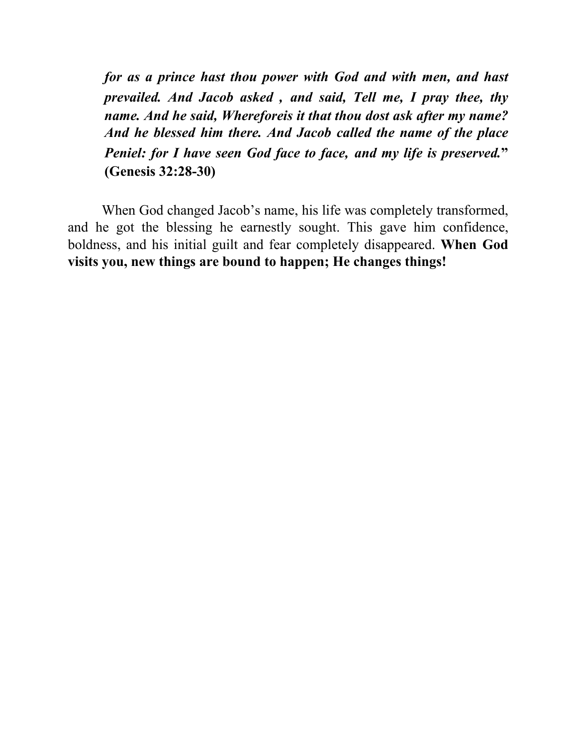***for as a prince hast thou power with God and with men, and hast prevailed. And Jacob asked , and said, Tell me, I pray thee, thy name. And he said, Whereforeis it that thou dost ask after my name? And he blessed him there. And Jacob called the name of the place Peniel: for I have seen God face to face, and my life is preserved.*" (Genesis 32:28-30)**

When God changed Jacob's name, his life was completely transformed, and he got the blessing he earnestly sought. This gave him confidence, boldness, and his initial guilt and fear completely disappeared. **When God visits you, new things are bound to happen; He changes things!**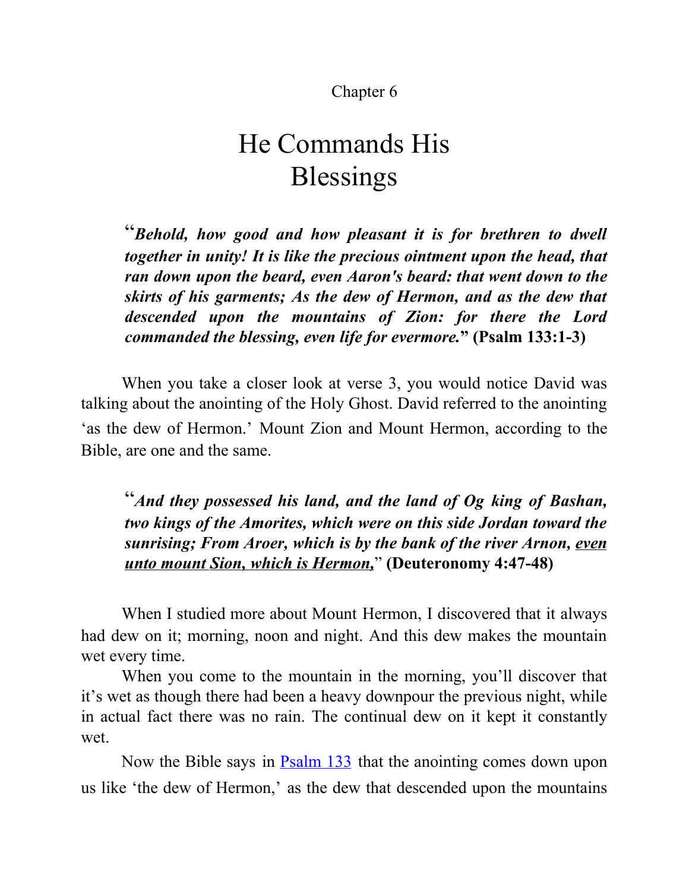Chapter 6

# He Commands His Blessings

> "***Behold, how good and how pleasant it is for brethren to dwell together in unity! It is like the precious ointment upon the head, that ran down upon the beard, even Aaron's beard: that went down to the skirts of his garments; As the dew of Hermon, and as the dew that descended upon the mountains of Zion: for there the Lord commanded the blessing, even life for evermore.*" (Psalm 133:1-3)**

When you take a closer look at verse 3, you would notice David was talking about the anointing of the Holy Ghost. David referred to the anointing 'as the dew of Hermon.' Mount Zion and Mount Hermon, according to the Bible, are one and the same.

> "***And they possessed his land, and the land of Og king of Bashan, two kings of the Amorites, which were on this side Jordan toward the sunrising; From Aroer, which is by the bank of the river Arnon, <u>even unto mount Sion, which is Hermon,</u>***" **(Deuteronomy 4:47-48)**

When I studied more about Mount Hermon, I discovered that it always had dew on it; morning, noon and night. And this dew makes the mountain wet every time.

When you come to the mountain in the morning, you'll discover that it's wet as though there had been a heavy downpour the previous night, while in actual fact there was no rain. The continual dew on it kept it constantly wet.

Now the Bible says in Psalm 133 that the anointing comes down upon us like 'the dew of Hermon,' as the dew that descended upon the mountains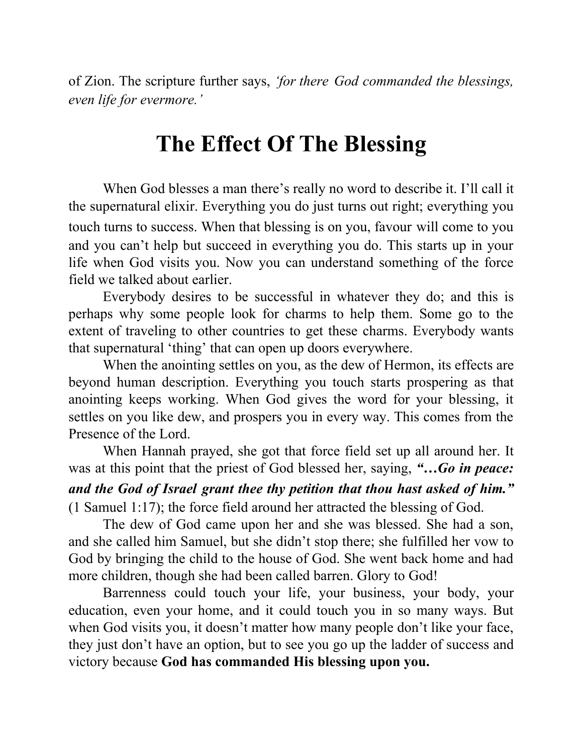of Zion. The scripture further says, *'for there God commanded the blessings, even life for evermore.'*

# The Effect Of The Blessing

When God blesses a man there's really no word to describe it. I'll call it the supernatural elixir. Everything you do just turns out right; everything you touch turns to success. When that blessing is on you, favour will come to you and you can't help but succeed in everything you do. This starts up in your life when God visits you. Now you can understand something of the force field we talked about earlier.

Everybody desires to be successful in whatever they do; and this is perhaps why some people look for charms to help them. Some go to the extent of traveling to other countries to get these charms. Everybody wants that supernatural 'thing' that can open up doors everywhere.

When the anointing settles on you, as the dew of Hermon, its effects are beyond human description. Everything you touch starts prospering as that anointing keeps working. When God gives the word for your blessing, it settles on you like dew, and prospers you in every way. This comes from the Presence of the Lord.

When Hannah prayed, she got that force field set up all around her. It was at this point that the priest of God blessed her, saying, ***"…Go in peace: and the God of Israel grant thee thy petition that thou hast asked of him."*** (1 Samuel 1:17); the force field around her attracted the blessing of God.

The dew of God came upon her and she was blessed. She had a son, and she called him Samuel, but she didn't stop there; she fulfilled her vow to God by bringing the child to the house of God. She went back home and had more children, though she had been called barren. Glory to God!

Barrenness could touch your life, your business, your body, your education, even your home, and it could touch you in so many ways. But when God visits you, it doesn't matter how many people don't like your face, they just don't have an option, but to see you go up the ladder of success and victory because **God has commanded His blessing upon you.**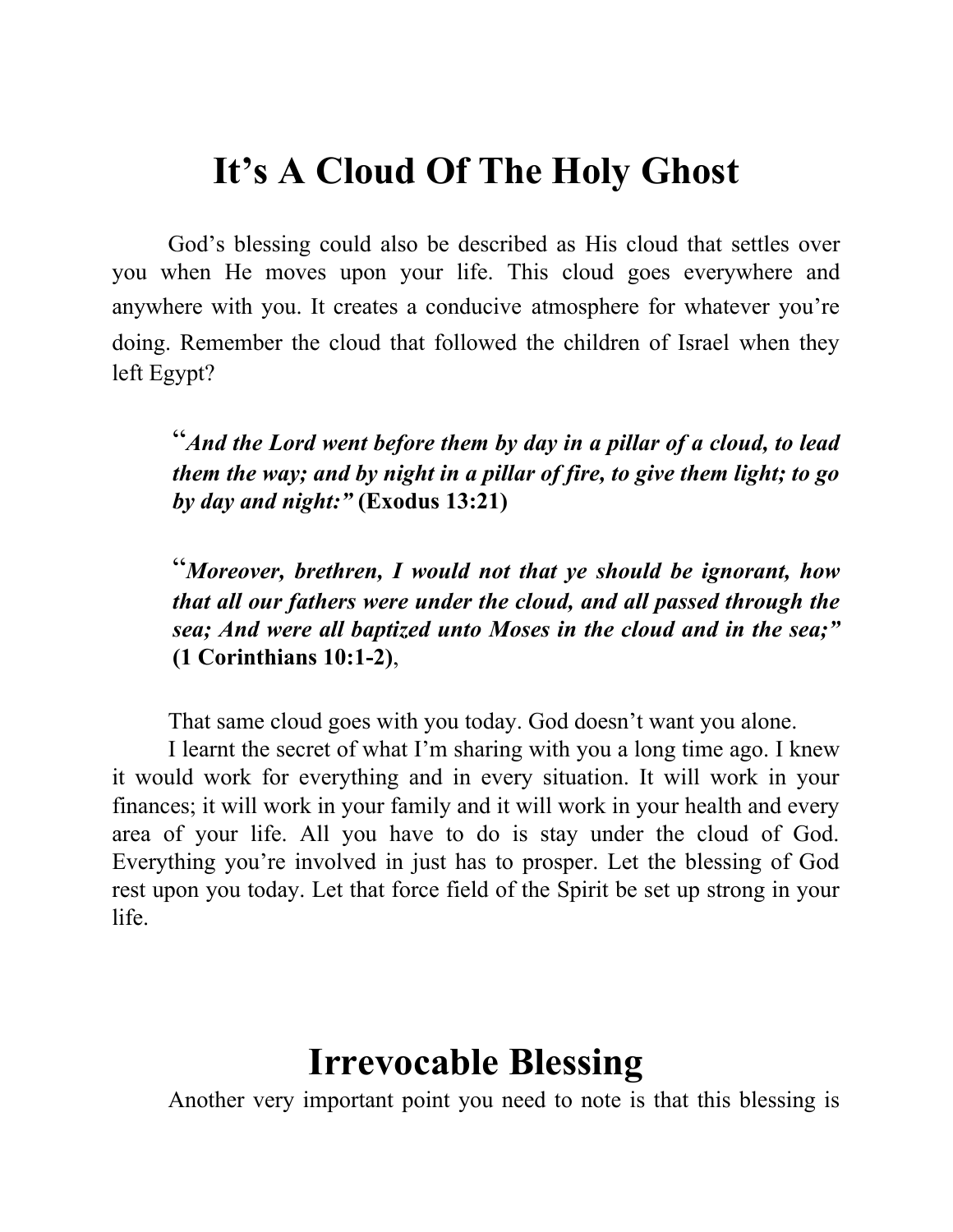# It's A Cloud Of The Holy Ghost

God's blessing could also be described as His cloud that settles over you when He moves upon your life. This cloud goes everywhere and anywhere with you. It creates a conducive atmosphere for whatever you're doing. Remember the cloud that followed the children of Israel when they left Egypt?

> "***And the Lord went before them by day in a pillar of a cloud, to lead them the way; and by night in a pillar of fire, to give them light; to go by day and night:"*** **(Exodus 13:21)**

> "***Moreover, brethren, I would not that ye should be ignorant, how that all our fathers were under the cloud, and all passed through the sea; And were all baptized unto Moses in the cloud and in the sea;"*** **(1 Corinthians 10:1-2)**,

That same cloud goes with you today. God doesn't want you alone.

I learnt the secret of what I'm sharing with you a long time ago. I knew it would work for everything and in every situation. It will work in your finances; it will work in your family and it will work in your health and every area of your life. All you have to do is stay under the cloud of God. Everything you're involved in just has to prosper. Let the blessing of God rest upon you today. Let that force field of the Spirit be set up strong in your life.

# Irrevocable Blessing

Another very important point you need to note is that this blessing is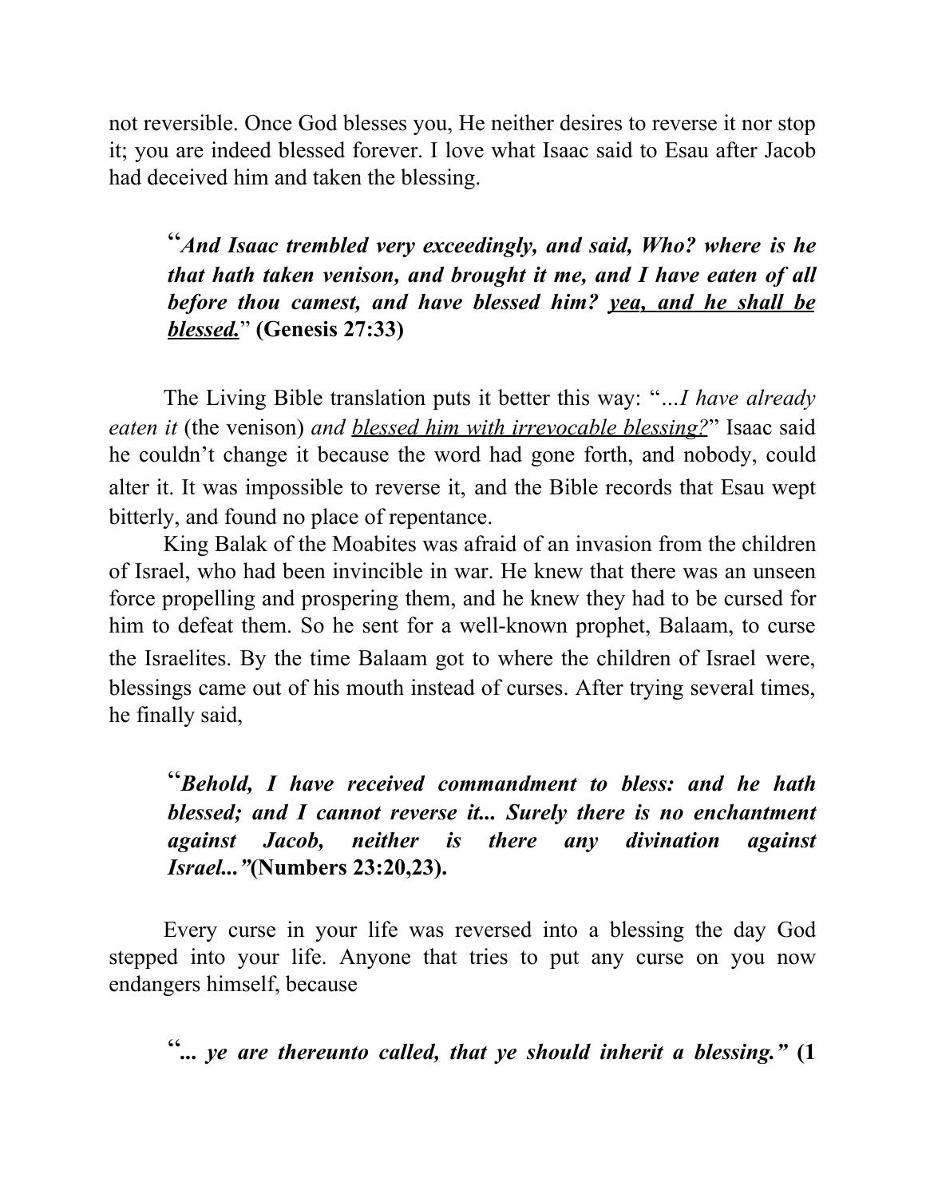not reversible. Once God blesses you, He neither desires to reverse it nor stop it; you are indeed blessed forever. I love what Isaac said to Esau after Jacob had deceived him and taken the blessing.

> "***And Isaac trembled very exceedingly, and said, Who? where is he that hath taken venison, and brought it me, and I have eaten of all before thou camest, and have blessed him? <u>yea, and he shall be blessed.</u>*" **(Genesis 27:33)**

The Living Bible translation puts it better this way: "*...I have already eaten it* (the venison) *and <u>blessed him with irrevocable blessing?</u>*" Isaac said he couldn't change it because the word had gone forth, and nobody, could alter it. It was impossible to reverse it, and the Bible records that Esau wept bitterly, and found no place of repentance.

King Balak of the Moabites was afraid of an invasion from the children of Israel, who had been invincible in war. He knew that there was an unseen force propelling and prospering them, and he knew they had to be cursed for him to defeat them. So he sent for a well-known prophet, Balaam, to curse the Israelites. By the time Balaam got to where the children of Israel were, blessings came out of his mouth instead of curses. After trying several times, he finally said,

> "***Behold, I have received commandment to bless: and he hath blessed; and I cannot reverse it... Surely there is no enchantment against Jacob, neither is there any divination against Israel..."*****(Numbers 23:20,23).**

Every curse in your life was reversed into a blessing the day God stepped into your life. Anyone that tries to put any curse on you now endangers himself, because

> "***... ye are thereunto called, that ye should inherit a blessing."*** **(1**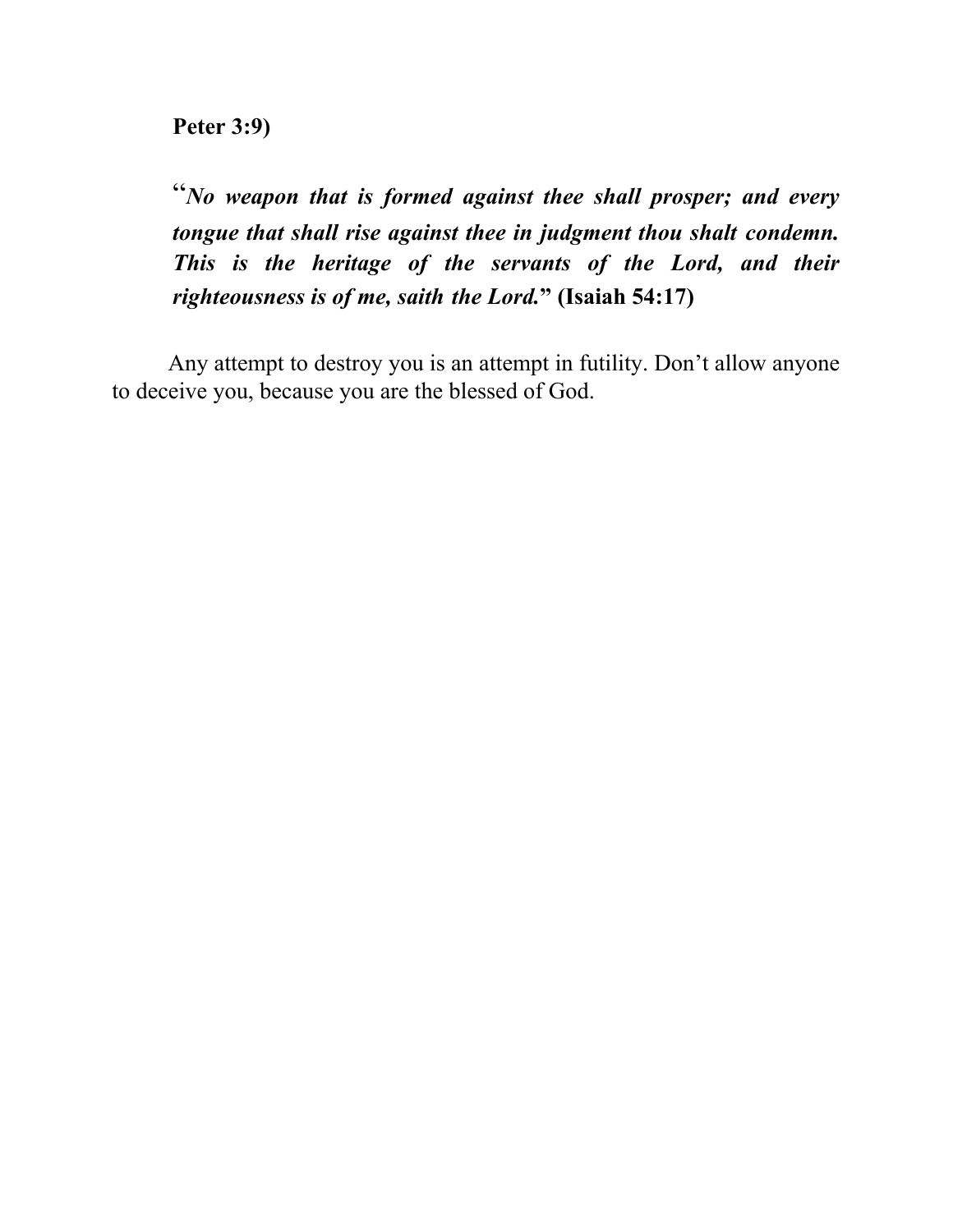**Peter 3:9)**

"***No weapon that is formed against thee shall prosper; and every tongue that shall rise against thee in judgment thou shalt condemn. This is the heritage of the servants of the Lord, and their righteousness is of me, saith the Lord.*" (Isaiah 54:17)**

Any attempt to destroy you is an attempt in futility. Don't allow anyone to deceive you, because you are the blessed of God.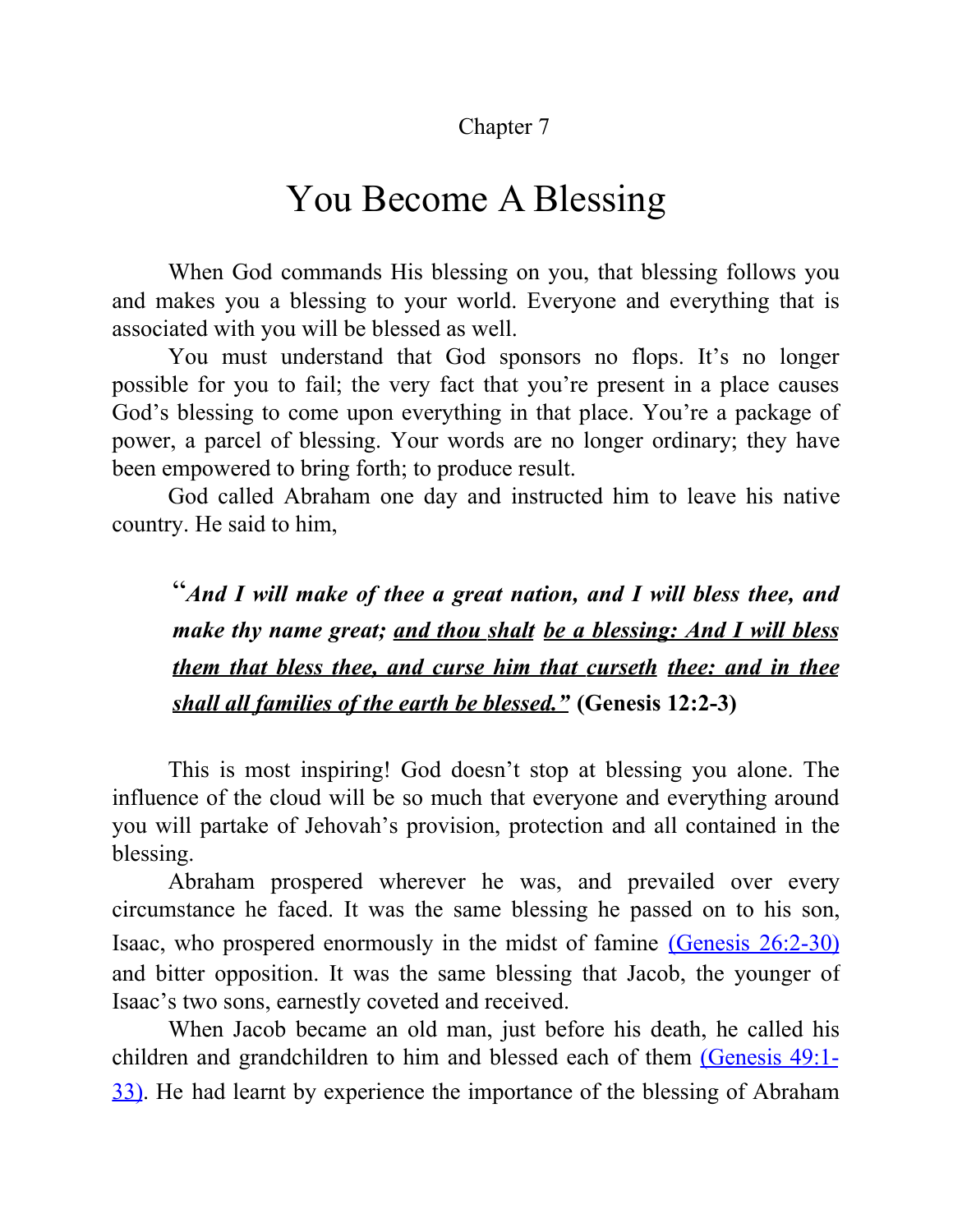Chapter 7

# You Become A Blessing

When God commands His blessing on you, that blessing follows you and makes you a blessing to your world. Everyone and everything that is associated with you will be blessed as well.

You must understand that God sponsors no flops. It's no longer possible for you to fail; the very fact that you're present in a place causes God's blessing to come upon everything in that place. You're a package of power, a parcel of blessing. Your words are no longer ordinary; they have been empowered to bring forth; to produce result.

God called Abraham one day and instructed him to leave his native country. He said to him,

> "***And I will make of thee a great nation, and I will bless thee, and make thy name great; <u>and thou shalt be a blessing: And I will bless them that bless thee, and curse him that curseth thee: and in thee shall all families of the earth be blessed.</u>"*** **(Genesis 12:2-3)**

This is most inspiring! God doesn't stop at blessing you alone. The influence of the cloud will be so much that everyone and everything around you will partake of Jehovah's provision, protection and all contained in the blessing.

Abraham prospered wherever he was, and prevailed over every circumstance he faced. It was the same blessing he passed on to his son, Isaac, who prospered enormously in the midst of famine (Genesis 26:2-30) and bitter opposition. It was the same blessing that Jacob, the younger of Isaac's two sons, earnestly coveted and received.

When Jacob became an old man, just before his death, he called his children and grandchildren to him and blessed each of them (Genesis 49:1-33). He had learnt by experience the importance of the blessing of Abraham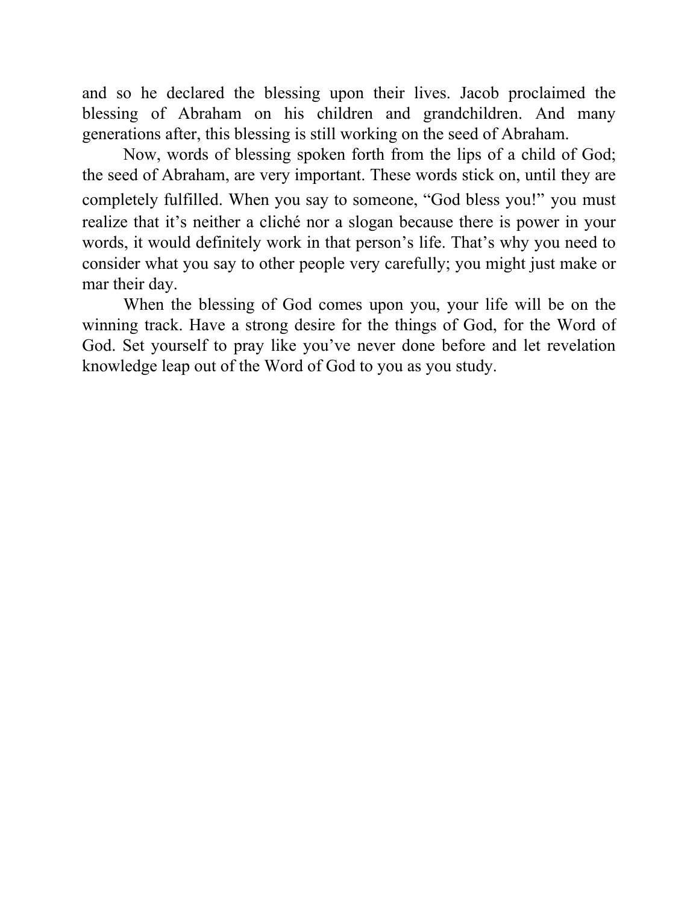and so he declared the blessing upon their lives. Jacob proclaimed the blessing of Abraham on his children and grandchildren. And many generations after, this blessing is still working on the seed of Abraham.

Now, words of blessing spoken forth from the lips of a child of God; the seed of Abraham, are very important. These words stick on, until they are completely fulfilled. When you say to someone, “God bless you!” you must realize that it’s neither a cliché nor a slogan because there is power in your words, it would definitely work in that person’s life. That’s why you need to consider what you say to other people very carefully; you might just make or mar their day.

When the blessing of God comes upon you, your life will be on the winning track. Have a strong desire for the things of God, for the Word of God. Set yourself to pray like you’ve never done before and let revelation knowledge leap out of the Word of God to you as you study.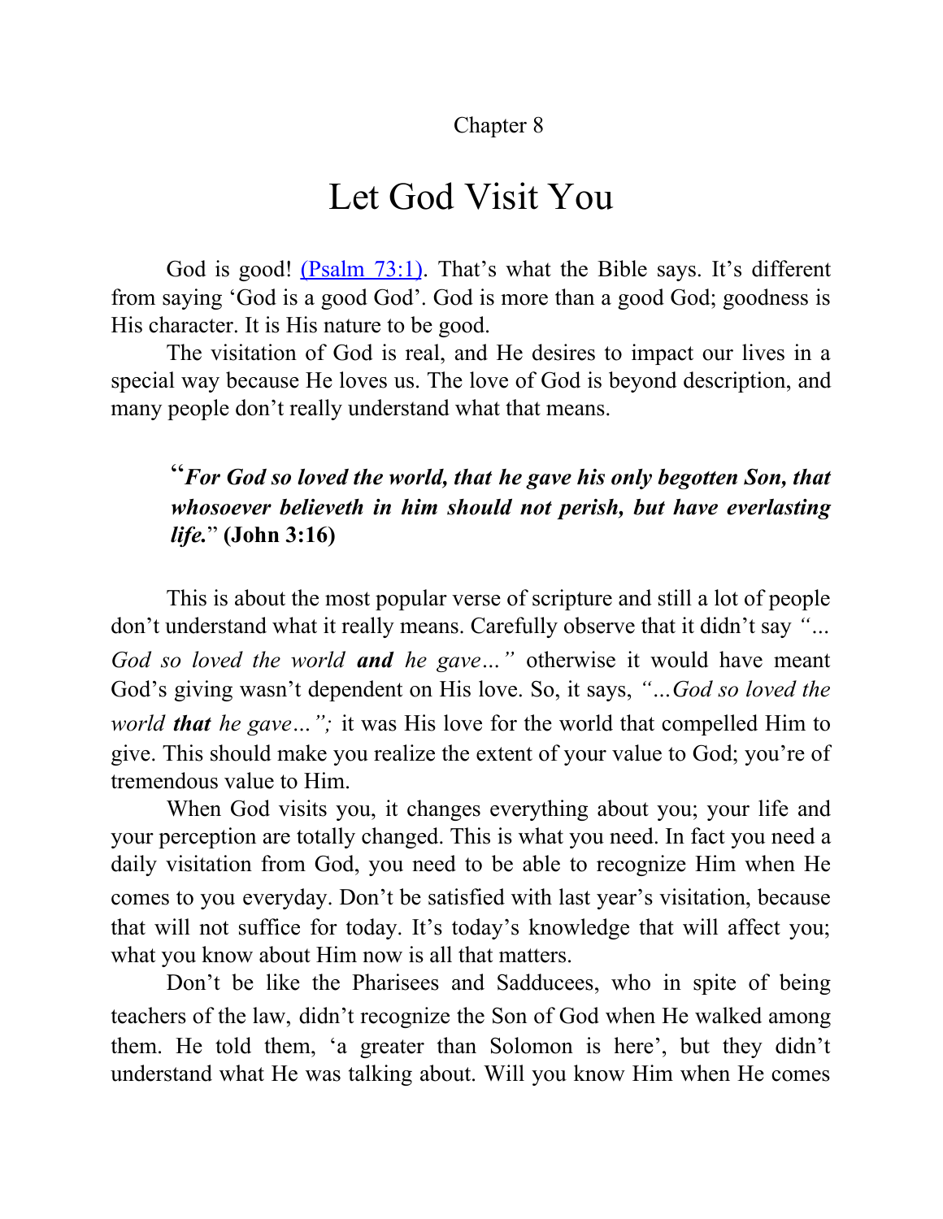Chapter 8

# Let God Visit You

God is good! [(Psalm 73:1)](). That's what the Bible says. It's different from saying 'God is a good God'. God is more than a good God; goodness is His character. It is His nature to be good.

The visitation of God is real, and He desires to impact our lives in a special way because He loves us. The love of God is beyond description, and many people don't really understand what that means.

> "***For God so loved the world, that he gave his only begotten Son, that whosoever believeth in him should not perish, but have everlasting life.***" **(John 3:16)**

This is about the most popular verse of scripture and still a lot of people don't understand what it really means. Carefully observe that it didn't say *"... God so loved the world* ***and*** *he gave…"* otherwise it would have meant God's giving wasn't dependent on His love. So, it says, *"…God so loved the world* ***that*** *he gave…";* it was His love for the world that compelled Him to give. This should make you realize the extent of your value to God; you're of tremendous value to Him.

When God visits you, it changes everything about you; your life and your perception are totally changed. This is what you need. In fact you need a daily visitation from God, you need to be able to recognize Him when He comes to you everyday. Don't be satisfied with last year's visitation, because that will not suffice for today. It's today's knowledge that will affect you; what you know about Him now is all that matters.

Don't be like the Pharisees and Sadducees, who in spite of being teachers of the law, didn't recognize the Son of God when He walked among them. He told them, 'a greater than Solomon is here', but they didn't understand what He was talking about. Will you know Him when He comes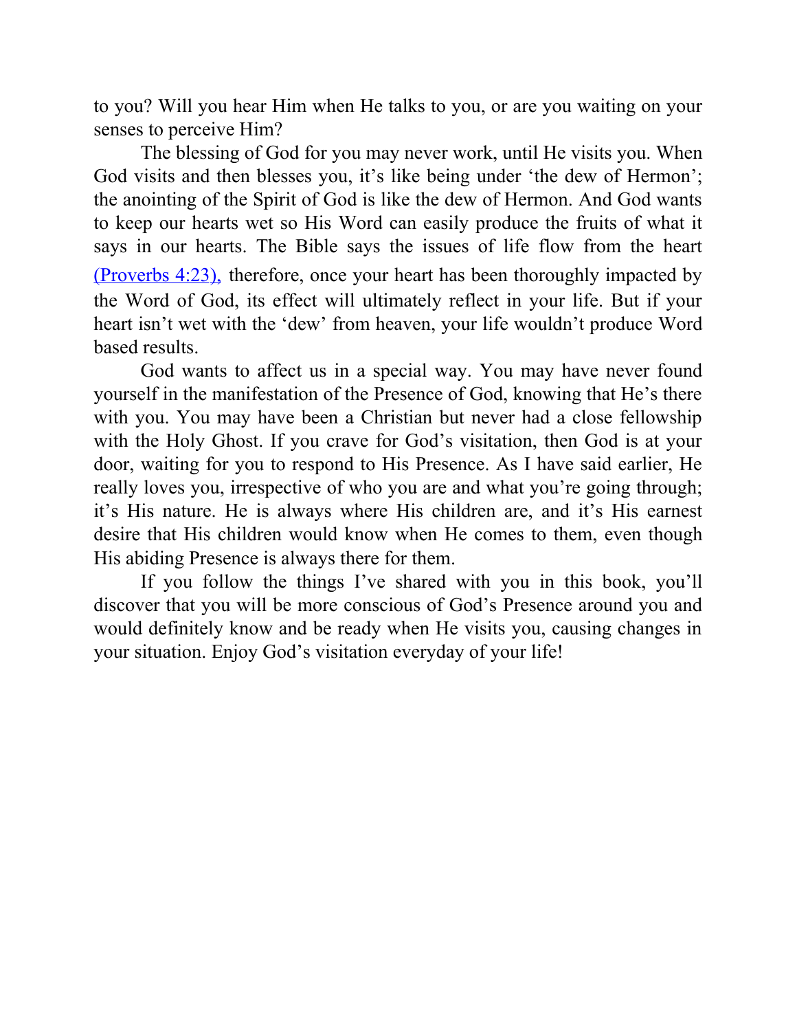to you? Will you hear Him when He talks to you, or are you waiting on your senses to perceive Him?

The blessing of God for you may never work, until He visits you. When God visits and then blesses you, it's like being under 'the dew of Hermon'; the anointing of the Spirit of God is like the dew of Hermon. And God wants to keep our hearts wet so His Word can easily produce the fruits of what it says in our hearts. The Bible says the issues of life flow from the heart (Proverbs 4:23), therefore, once your heart has been thoroughly impacted by the Word of God, its effect will ultimately reflect in your life. But if your heart isn't wet with the 'dew' from heaven, your life wouldn't produce Word based results.

God wants to affect us in a special way. You may have never found yourself in the manifestation of the Presence of God, knowing that He's there with you. You may have been a Christian but never had a close fellowship with the Holy Ghost. If you crave for God's visitation, then God is at your door, waiting for you to respond to His Presence. As I have said earlier, He really loves you, irrespective of who you are and what you're going through; it's His nature. He is always where His children are, and it's His earnest desire that His children would know when He comes to them, even though His abiding Presence is always there for them.

If you follow the things I've shared with you in this book, you'll discover that you will be more conscious of God's Presence around you and would definitely know and be ready when He visits you, causing changes in your situation. Enjoy God's visitation everyday of your life!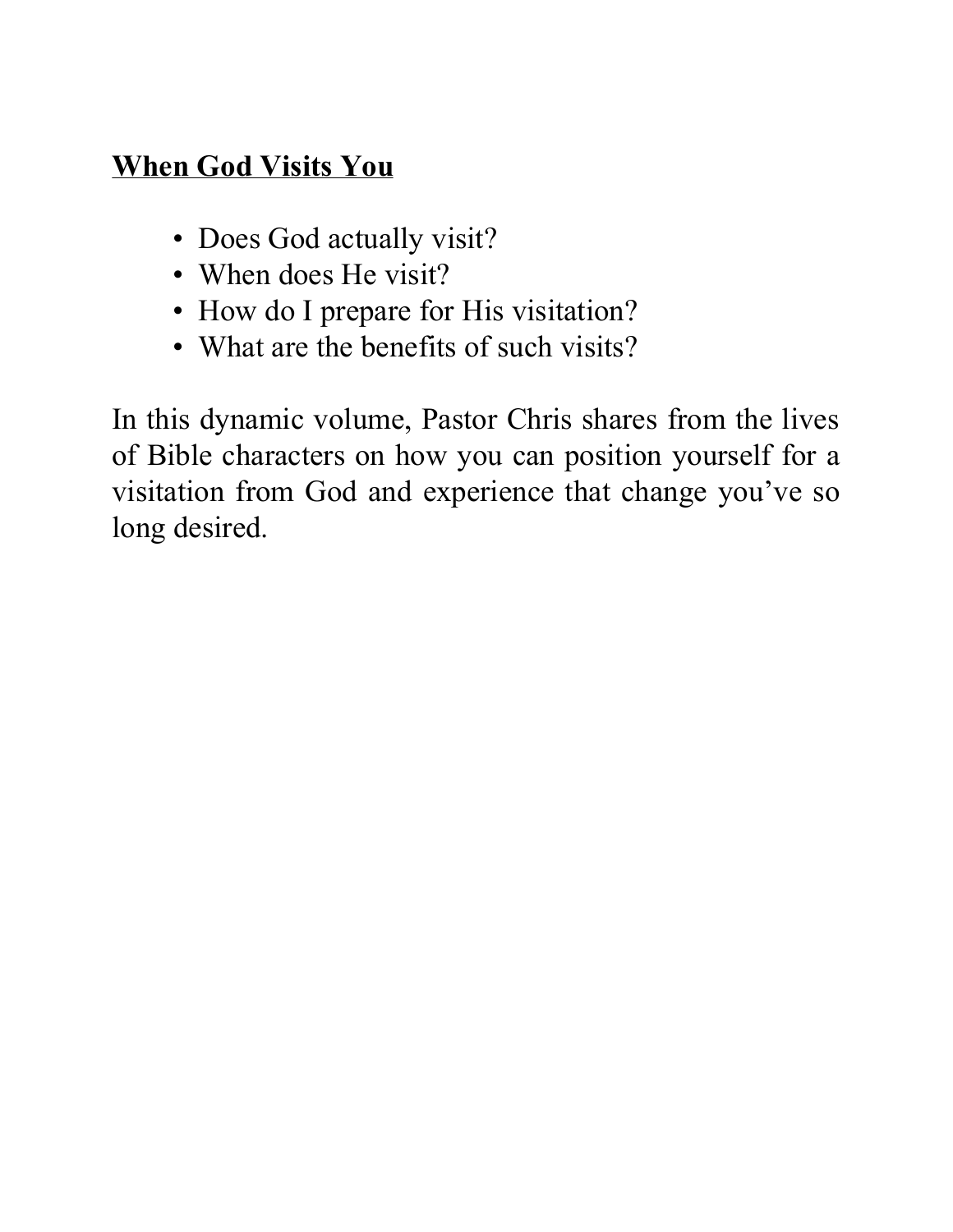**When God Visits You**

- Does God actually visit?
- When does He visit?
- How do I prepare for His visitation?
- What are the benefits of such visits?

In this dynamic volume, Pastor Chris shares from the lives of Bible characters on how you can position yourself for a visitation from God and experience that change you've so long desired.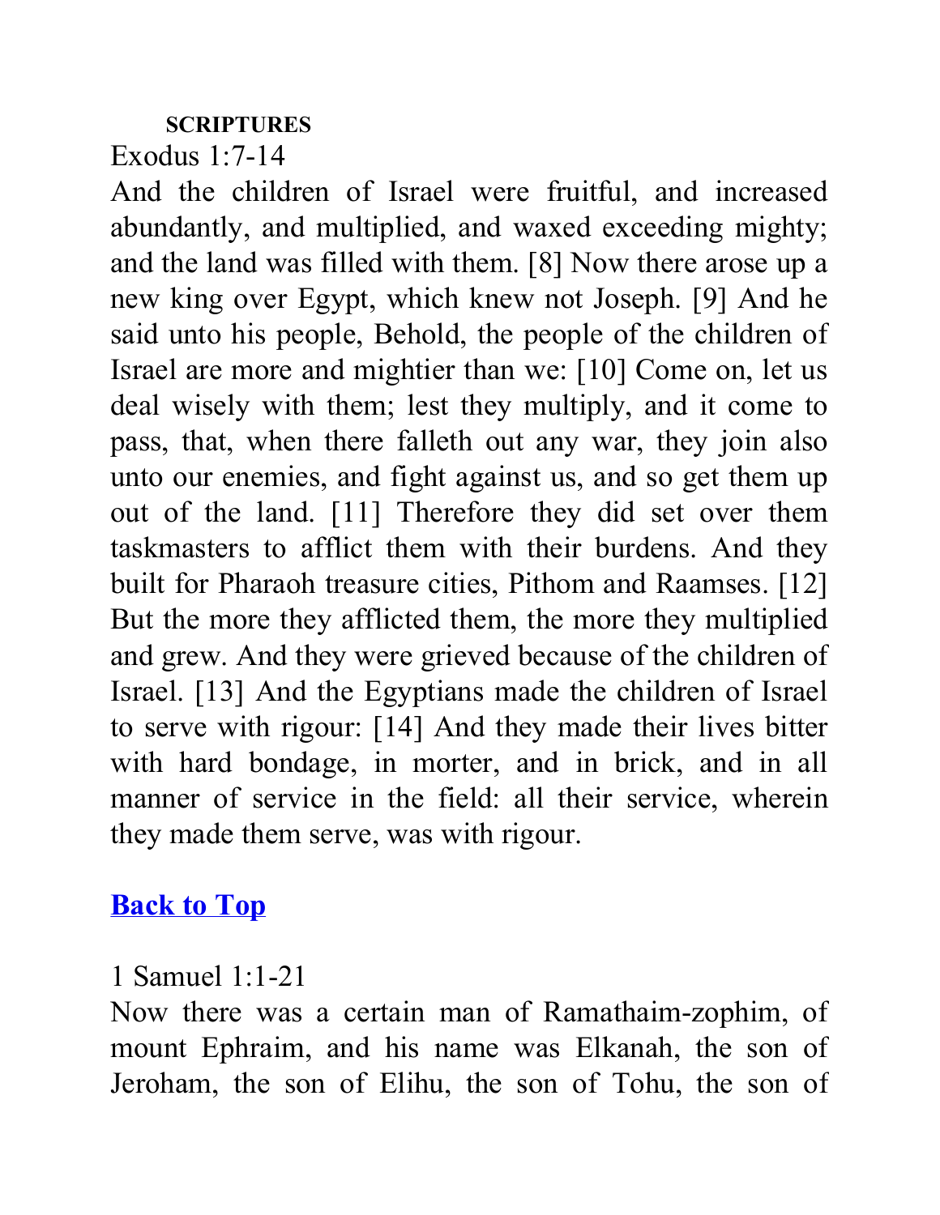**SCRIPTURES**

Exodus 1:7-14

And the children of Israel were fruitful, and increased abundantly, and multiplied, and waxed exceeding mighty; and the land was filled with them. [8] Now there arose up a new king over Egypt, which knew not Joseph. [9] And he said unto his people, Behold, the people of the children of Israel are more and mightier than we: [10] Come on, let us deal wisely with them; lest they multiply, and it come to pass, that, when there falleth out any war, they join also unto our enemies, and fight against us, and so get them up out of the land. [11] Therefore they did set over them taskmasters to afflict them with their burdens. And they built for Pharaoh treasure cities, Pithom and Raamses. [12] But the more they afflicted them, the more they multiplied and grew. And they were grieved because of the children of Israel. [13] And the Egyptians made the children of Israel to serve with rigour: [14] And they made their lives bitter with hard bondage, in morter, and in brick, and in all manner of service in the field: all their service, wherein they made them serve, was with rigour.

**Back to Top**

1 Samuel 1:1-21

Now there was a certain man of Ramathaim-zophim, of mount Ephraim, and his name was Elkanah, the son of Jeroham, the son of Elihu, the son of Tohu, the son of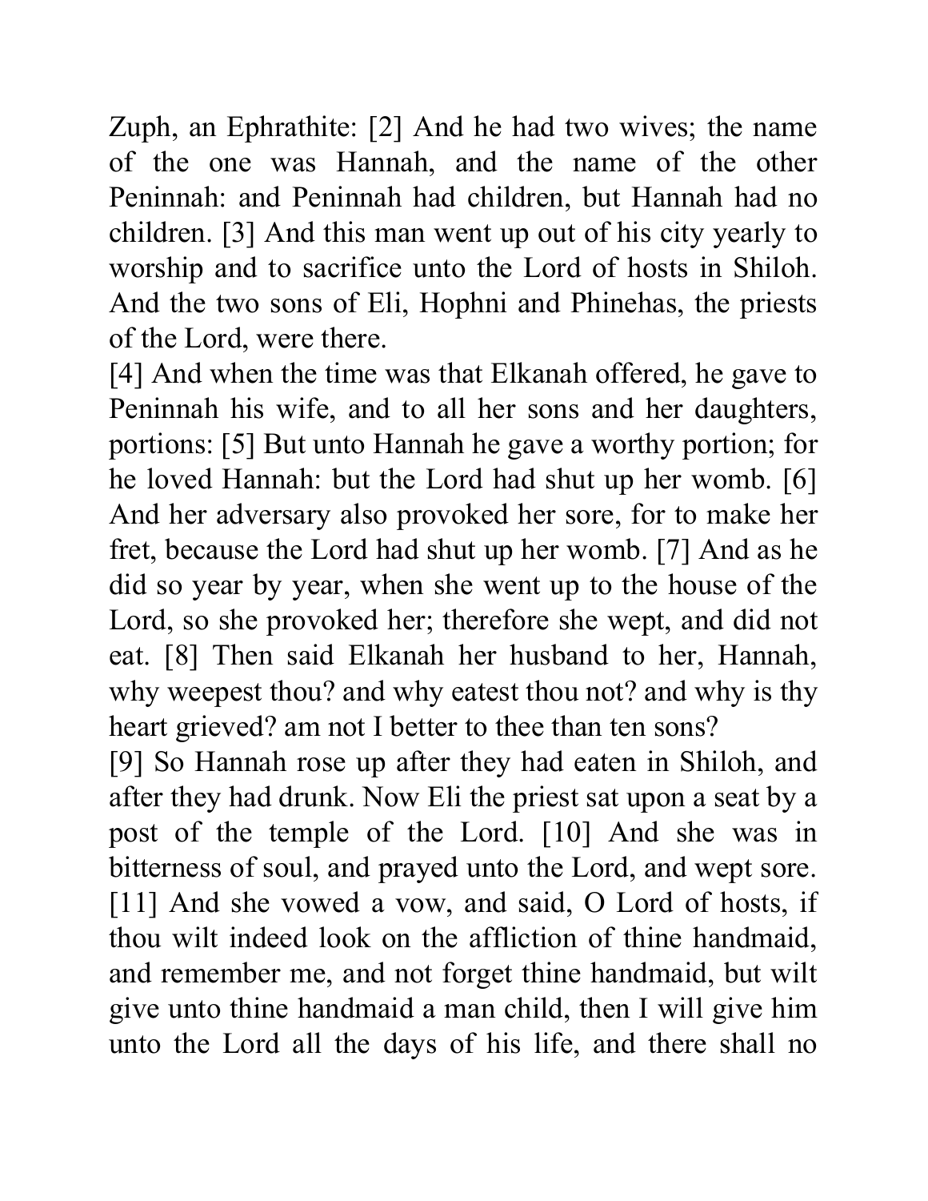Zuph, an Ephrathite: [2] And he had two wives; the name of the one was Hannah, and the name of the other Peninnah: and Peninnah had children, but Hannah had no children. [3] And this man went up out of his city yearly to worship and to sacrifice unto the Lord of hosts in Shiloh. And the two sons of Eli, Hophni and Phinehas, the priests of the Lord, were there.

[4] And when the time was that Elkanah offered, he gave to Peninnah his wife, and to all her sons and her daughters, portions: [5] But unto Hannah he gave a worthy portion; for he loved Hannah: but the Lord had shut up her womb. [6] And her adversary also provoked her sore, for to make her fret, because the Lord had shut up her womb. [7] And as he did so year by year, when she went up to the house of the Lord, so she provoked her; therefore she wept, and did not eat. [8] Then said Elkanah her husband to her, Hannah, why weepest thou? and why eatest thou not? and why is thy heart grieved? am not I better to thee than ten sons?

[9] So Hannah rose up after they had eaten in Shiloh, and after they had drunk. Now Eli the priest sat upon a seat by a post of the temple of the Lord. [10] And she was in bitterness of soul, and prayed unto the Lord, and wept sore. [11] And she vowed a vow, and said, O Lord of hosts, if thou wilt indeed look on the affliction of thine handmaid, and remember me, and not forget thine handmaid, but wilt give unto thine handmaid a man child, then I will give him unto the Lord all the days of his life, and there shall no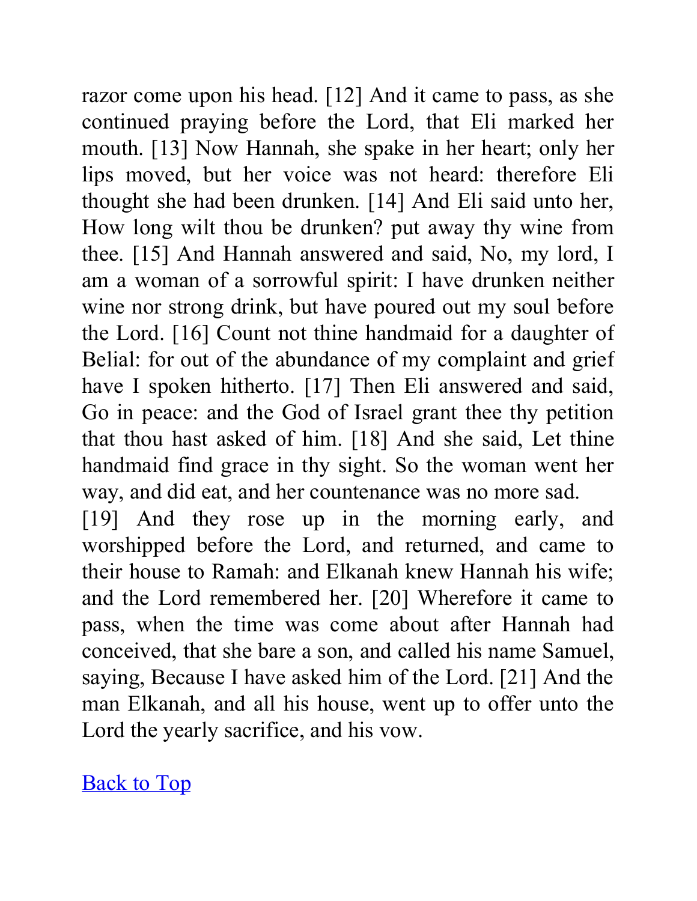razor come upon his head. [12] And it came to pass, as she continued praying before the Lord, that Eli marked her mouth. [13] Now Hannah, she spake in her heart; only her lips moved, but her voice was not heard: therefore Eli thought she had been drunken. [14] And Eli said unto her, How long wilt thou be drunken? put away thy wine from thee. [15] And Hannah answered and said, No, my lord, I am a woman of a sorrowful spirit: I have drunken neither wine nor strong drink, but have poured out my soul before the Lord. [16] Count not thine handmaid for a daughter of Belial: for out of the abundance of my complaint and grief have I spoken hitherto. [17] Then Eli answered and said, Go in peace: and the God of Israel grant thee thy petition that thou hast asked of him. [18] And she said, Let thine handmaid find grace in thy sight. So the woman went her way, and did eat, and her countenance was no more sad.

[19] And they rose up in the morning early, and worshipped before the Lord, and returned, and came to their house to Ramah: and Elkanah knew Hannah his wife; and the Lord remembered her. [20] Wherefore it came to pass, when the time was come about after Hannah had conceived, that she bare a son, and called his name Samuel, saying, Because I have asked him of the Lord. [21] And the man Elkanah, and all his house, went up to offer unto the Lord the yearly sacrifice, and his vow.

Back to Top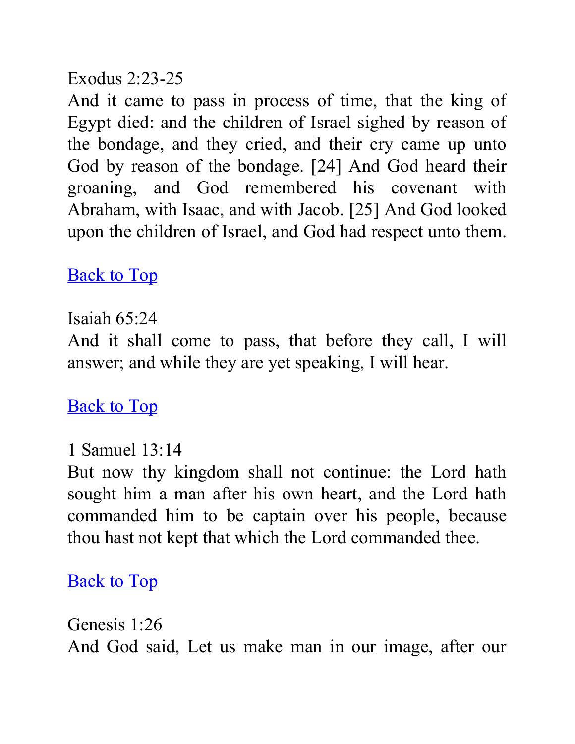Exodus 2:23-25
And it came to pass in process of time, that the king of Egypt died: and the children of Israel sighed by reason of the bondage, and they cried, and their cry came up unto God by reason of the bondage. [24] And God heard their groaning, and God remembered his covenant with Abraham, with Isaac, and with Jacob. [25] And God looked upon the children of Israel, and God had respect unto them.

Back to Top

Isaiah 65:24
And it shall come to pass, that before they call, I will answer; and while they are yet speaking, I will hear.

Back to Top

1 Samuel 13:14
But now thy kingdom shall not continue: the Lord hath sought him a man after his own heart, and the Lord hath commanded him to be captain over his people, because thou hast not kept that which the Lord commanded thee.

Back to Top

Genesis 1:26
And God said, Let us make man in our image, after our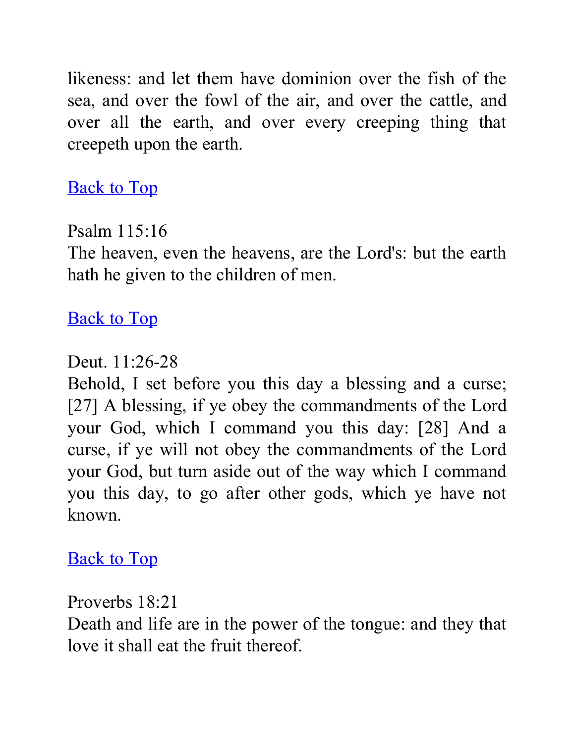likeness: and let them have dominion over the fish of the sea, and over the fowl of the air, and over the cattle, and over all the earth, and over every creeping thing that creepeth upon the earth.

Back to Top

Psalm 115:16
The heaven, even the heavens, are the Lord's: but the earth hath he given to the children of men.

Back to Top

Deut. 11:26-28
Behold, I set before you this day a blessing and a curse; [27] A blessing, if ye obey the commandments of the Lord your God, which I command you this day: [28] And a curse, if ye will not obey the commandments of the Lord your God, but turn aside out of the way which I command you this day, to go after other gods, which ye have not known.

Back to Top

Proverbs 18:21
Death and life are in the power of the tongue: and they that love it shall eat the fruit thereof.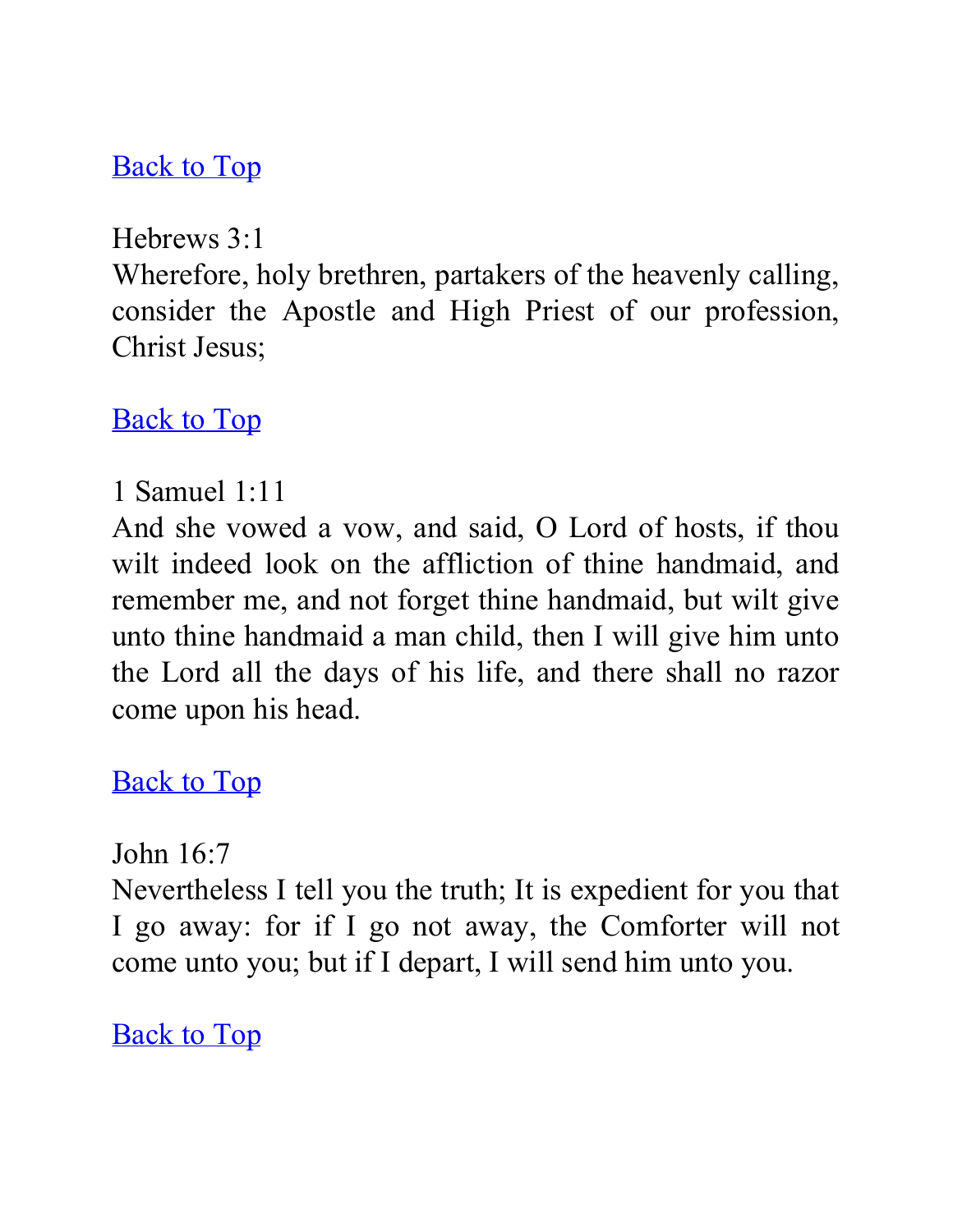[Back to Top](#)

Hebrews 3:1
Wherefore, holy brethren, partakers of the heavenly calling, consider the Apostle and High Priest of our profession, Christ Jesus;

[Back to Top](#)

1 Samuel 1:11
And she vowed a vow, and said, O Lord of hosts, if thou wilt indeed look on the affliction of thine handmaid, and remember me, and not forget thine handmaid, but wilt give unto thine handmaid a man child, then I will give him unto the Lord all the days of his life, and there shall no razor come upon his head.

[Back to Top](#)

John 16:7
Nevertheless I tell you the truth; It is expedient for you that I go away: for if I go not away, the Comforter will not come unto you; but if I depart, I will send him unto you.

[Back to Top](#)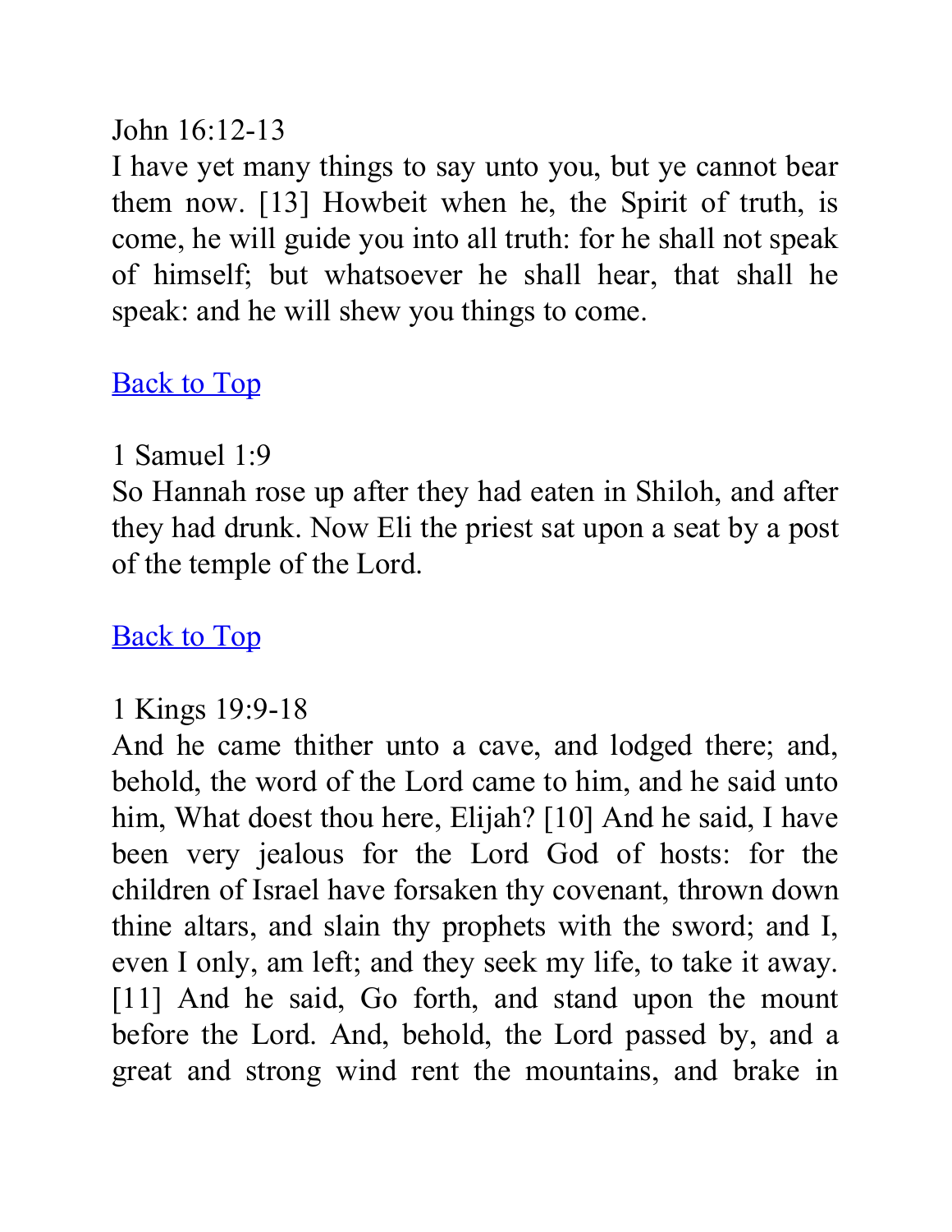John 16:12-13

I have yet many things to say unto you, but ye cannot bear them now. [13] Howbeit when he, the Spirit of truth, is come, he will guide you into all truth: for he shall not speak of himself; but whatsoever he shall hear, that shall he speak: and he will shew you things to come.

Back to Top

1 Samuel 1:9

So Hannah rose up after they had eaten in Shiloh, and after they had drunk. Now Eli the priest sat upon a seat by a post of the temple of the Lord.

Back to Top

1 Kings 19:9-18

And he came thither unto a cave, and lodged there; and, behold, the word of the Lord came to him, and he said unto him, What doest thou here, Elijah? [10] And he said, I have been very jealous for the Lord God of hosts: for the children of Israel have forsaken thy covenant, thrown down thine altars, and slain thy prophets with the sword; and I, even I only, am left; and they seek my life, to take it away. [11] And he said, Go forth, and stand upon the mount before the Lord. And, behold, the Lord passed by, and a great and strong wind rent the mountains, and brake in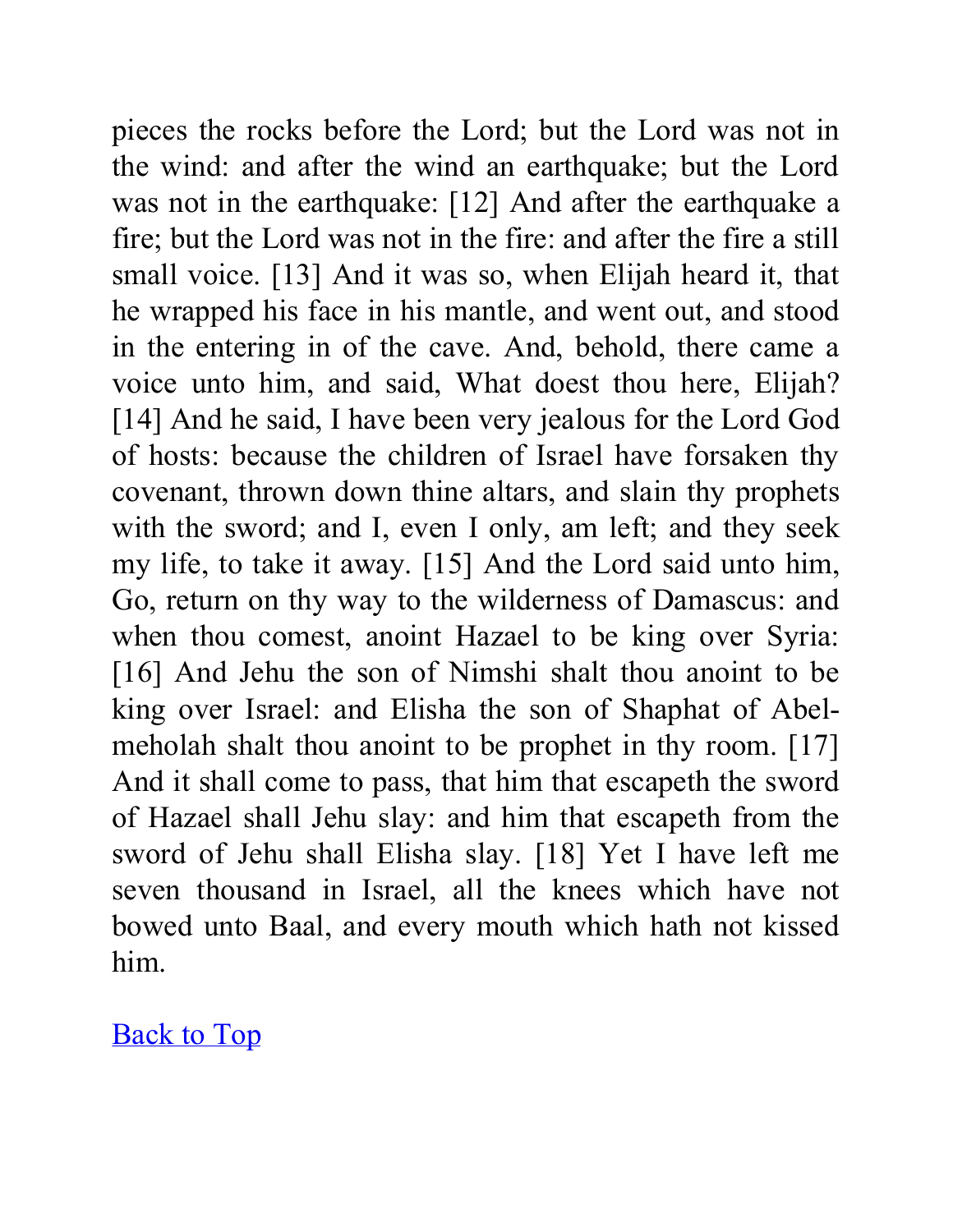pieces the rocks before the Lord; but the Lord was not in the wind: and after the wind an earthquake; but the Lord was not in the earthquake: [12] And after the earthquake a fire; but the Lord was not in the fire: and after the fire a still small voice. [13] And it was so, when Elijah heard it, that he wrapped his face in his mantle, and went out, and stood in the entering in of the cave. And, behold, there came a voice unto him, and said, What doest thou here, Elijah? [14] And he said, I have been very jealous for the Lord God of hosts: because the children of Israel have forsaken thy covenant, thrown down thine altars, and slain thy prophets with the sword; and I, even I only, am left; and they seek my life, to take it away. [15] And the Lord said unto him, Go, return on thy way to the wilderness of Damascus: and when thou comest, anoint Hazael to be king over Syria: [16] And Jehu the son of Nimshi shalt thou anoint to be king over Israel: and Elisha the son of Shaphat of Abel-meholah shalt thou anoint to be prophet in thy room. [17] And it shall come to pass, that him that escapeth the sword of Hazael shall Jehu slay: and him that escapeth from the sword of Jehu shall Elisha slay. [18] Yet I have left me seven thousand in Israel, all the knees which have not bowed unto Baal, and every mouth which hath not kissed him.

Back to Top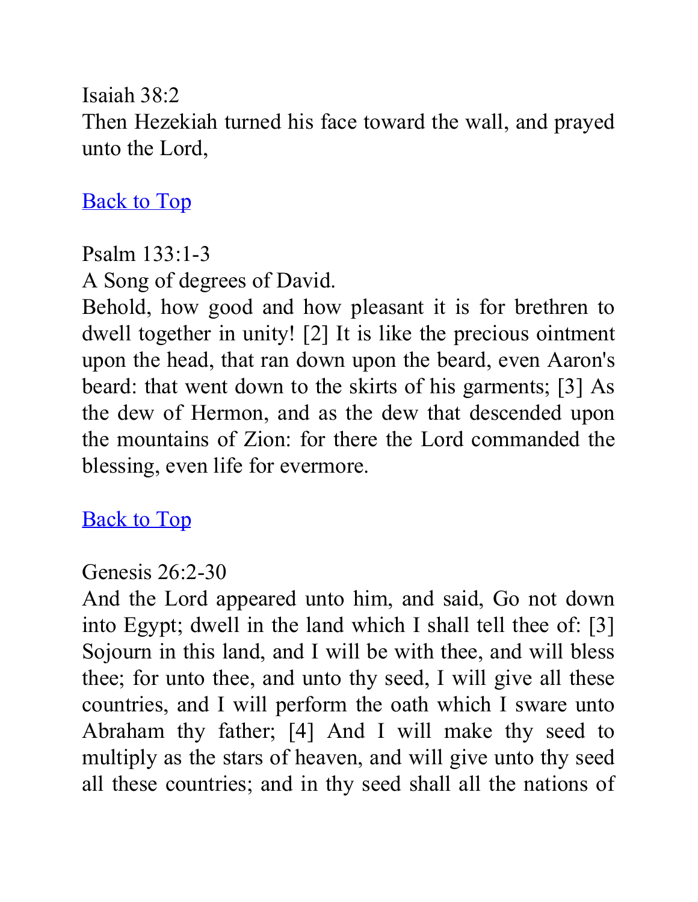Isaiah 38:2
Then Hezekiah turned his face toward the wall, and prayed unto the Lord,

[Back to Top]

Psalm 133:1-3
A Song of degrees of David.
Behold, how good and how pleasant it is for brethren to dwell together in unity! [2] It is like the precious ointment upon the head, that ran down upon the beard, even Aaron's beard: that went down to the skirts of his garments; [3] As the dew of Hermon, and as the dew that descended upon the mountains of Zion: for there the Lord commanded the blessing, even life for evermore.

[Back to Top]

Genesis 26:2-30
And the Lord appeared unto him, and said, Go not down into Egypt; dwell in the land which I shall tell thee of: [3] Sojourn in this land, and I will be with thee, and will bless thee; for unto thee, and unto thy seed, I will give all these countries, and I will perform the oath which I sware unto Abraham thy father; [4] And I will make thy seed to multiply as the stars of heaven, and will give unto thy seed all these countries; and in thy seed shall all the nations of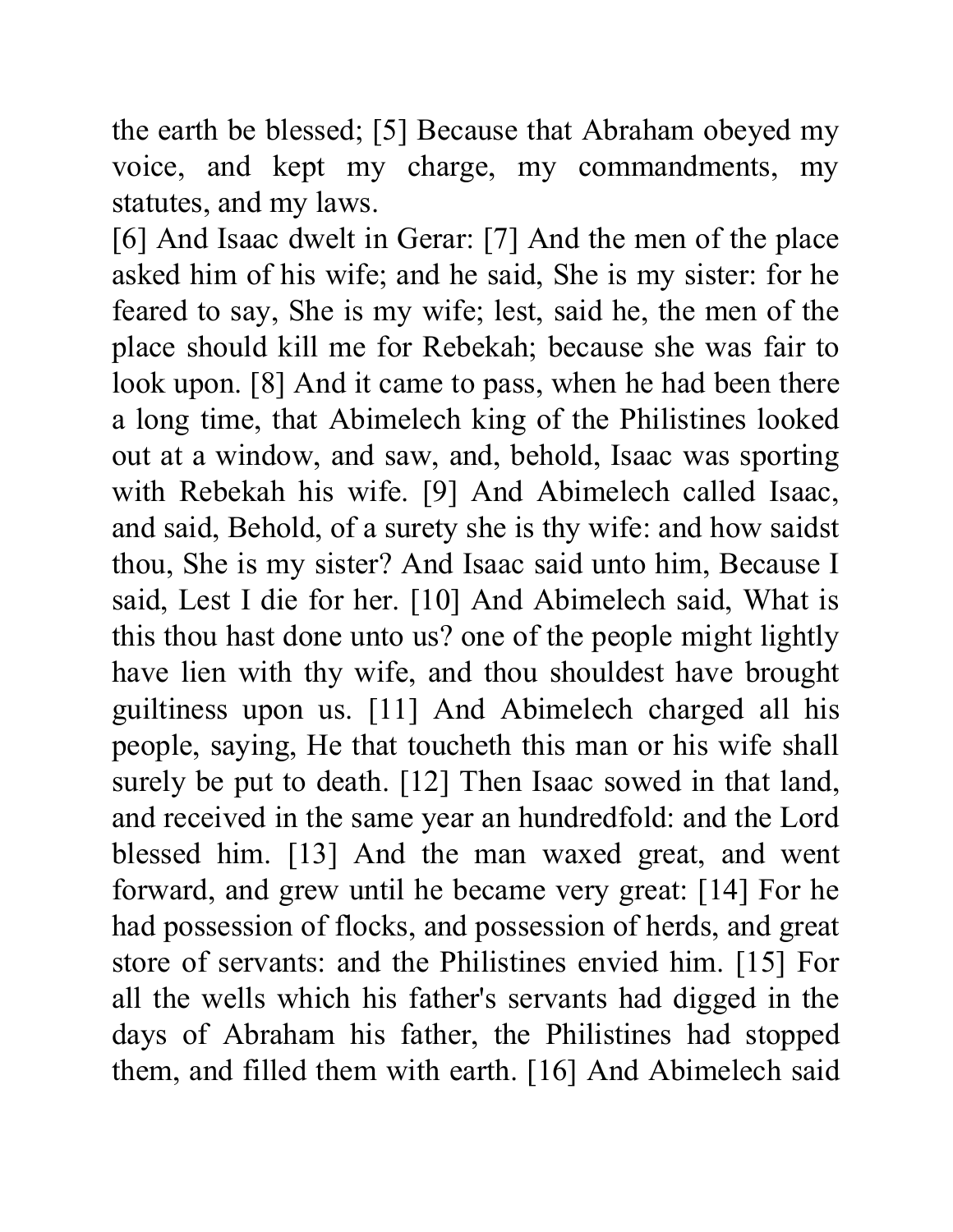the earth be blessed; [5] Because that Abraham obeyed my voice, and kept my charge, my commandments, my statutes, and my laws.

[6] And Isaac dwelt in Gerar: [7] And the men of the place asked him of his wife; and he said, She is my sister: for he feared to say, She is my wife; lest, said he, the men of the place should kill me for Rebekah; because she was fair to look upon. [8] And it came to pass, when he had been there a long time, that Abimelech king of the Philistines looked out at a window, and saw, and, behold, Isaac was sporting with Rebekah his wife. [9] And Abimelech called Isaac, and said, Behold, of a surety she is thy wife: and how saidst thou, She is my sister? And Isaac said unto him, Because I said, Lest I die for her. [10] And Abimelech said, What is this thou hast done unto us? one of the people might lightly have lien with thy wife, and thou shouldest have brought guiltiness upon us. [11] And Abimelech charged all his people, saying, He that toucheth this man or his wife shall surely be put to death. [12] Then Isaac sowed in that land, and received in the same year an hundredfold: and the Lord blessed him. [13] And the man waxed great, and went forward, and grew until he became very great: [14] For he had possession of flocks, and possession of herds, and great store of servants: and the Philistines envied him. [15] For all the wells which his father's servants had digged in the days of Abraham his father, the Philistines had stopped them, and filled them with earth. [16] And Abimelech said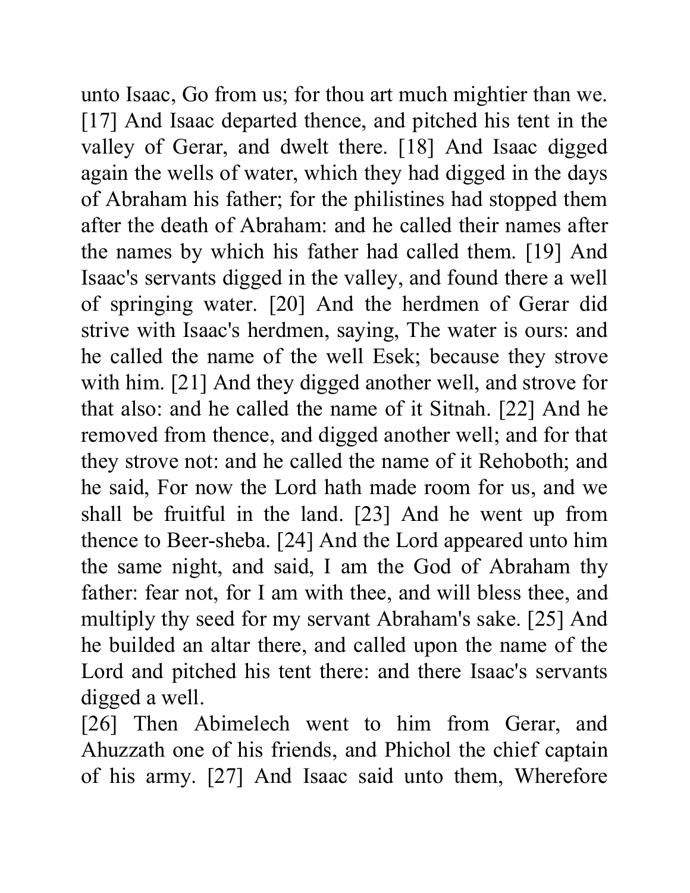unto Isaac, Go from us; for thou art much mightier than we. [17] And Isaac departed thence, and pitched his tent in the valley of Gerar, and dwelt there. [18] And Isaac digged again the wells of water, which they had digged in the days of Abraham his father; for the philistines had stopped them after the death of Abraham: and he called their names after the names by which his father had called them. [19] And Isaac's servants digged in the valley, and found there a well of springing water. [20] And the herdmen of Gerar did strive with Isaac's herdmen, saying, The water is ours: and he called the name of the well Esek; because they strove with him. [21] And they digged another well, and strove for that also: and he called the name of it Sitnah. [22] And he removed from thence, and digged another well; and for that they strove not: and he called the name of it Rehoboth; and he said, For now the Lord hath made room for us, and we shall be fruitful in the land. [23] And he went up from thence to Beer-sheba. [24] And the Lord appeared unto him the same night, and said, I am the God of Abraham thy father: fear not, for I am with thee, and will bless thee, and multiply thy seed for my servant Abraham's sake. [25] And he builded an altar there, and called upon the name of the Lord and pitched his tent there: and there Isaac's servants digged a well.

[26] Then Abimelech went to him from Gerar, and Ahuzzath one of his friends, and Phichol the chief captain of his army. [27] And Isaac said unto them, Wherefore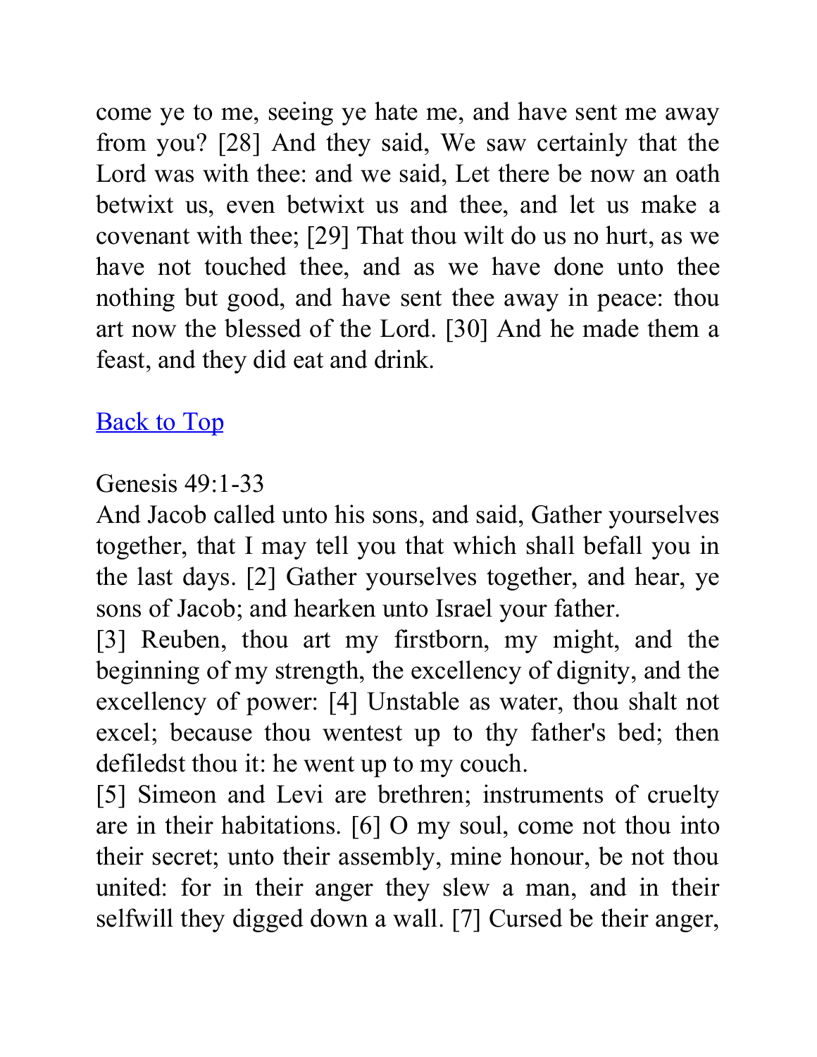come ye to me, seeing ye hate me, and have sent me away from you? [28] And they said, We saw certainly that the Lord was with thee: and we said, Let there be now an oath betwixt us, even betwixt us and thee, and let us make a covenant with thee; [29] That thou wilt do us no hurt, as we have not touched thee, and as we have done unto thee nothing but good, and have sent thee away in peace: thou art now the blessed of the Lord. [30] And he made them a feast, and they did eat and drink.

Back to Top

Genesis 49:1-33
And Jacob called unto his sons, and said, Gather yourselves together, that I may tell you that which shall befall you in the last days. [2] Gather yourselves together, and hear, ye sons of Jacob; and hearken unto Israel your father.
[3] Reuben, thou art my firstborn, my might, and the beginning of my strength, the excellency of dignity, and the excellency of power: [4] Unstable as water, thou shalt not excel; because thou wentest up to thy father's bed; then defiledst thou it: he went up to my couch.
[5] Simeon and Levi are brethren; instruments of cruelty are in their habitations. [6] O my soul, come not thou into their secret; unto their assembly, mine honour, be not thou united: for in their anger they slew a man, and in their selfwill they digged down a wall. [7] Cursed be their anger,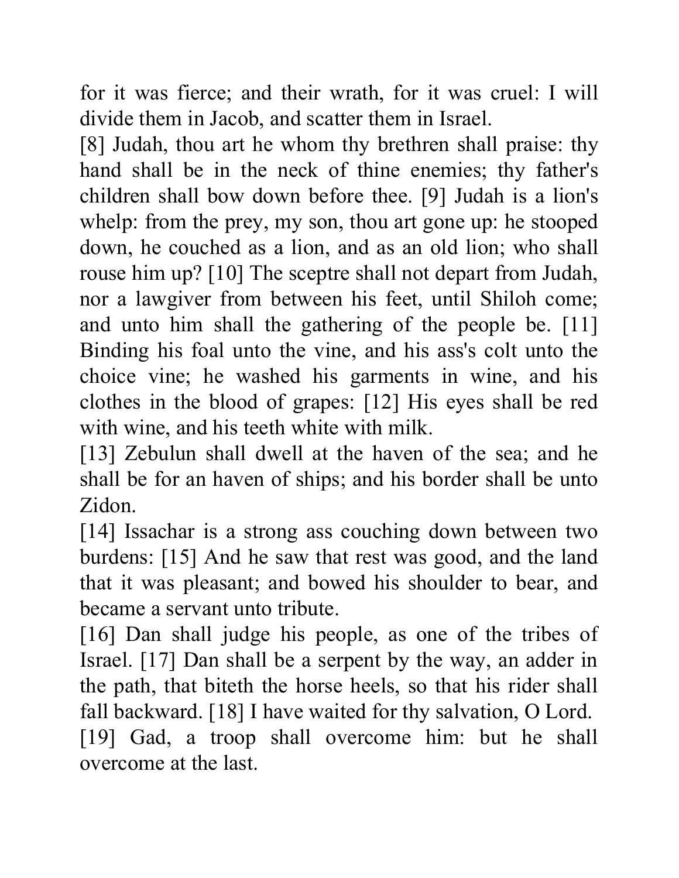for it was fierce; and their wrath, for it was cruel: I will divide them in Jacob, and scatter them in Israel.

[8] Judah, thou art he whom thy brethren shall praise: thy hand shall be in the neck of thine enemies; thy father's children shall bow down before thee. [9] Judah is a lion's whelp: from the prey, my son, thou art gone up: he stooped down, he couched as a lion, and as an old lion; who shall rouse him up? [10] The sceptre shall not depart from Judah, nor a lawgiver from between his feet, until Shiloh come; and unto him shall the gathering of the people be. [11] Binding his foal unto the vine, and his ass's colt unto the choice vine; he washed his garments in wine, and his clothes in the blood of grapes: [12] His eyes shall be red with wine, and his teeth white with milk.

[13] Zebulun shall dwell at the haven of the sea; and he shall be for an haven of ships; and his border shall be unto Zidon.

[14] Issachar is a strong ass couching down between two burdens: [15] And he saw that rest was good, and the land that it was pleasant; and bowed his shoulder to bear, and became a servant unto tribute.

[16] Dan shall judge his people, as one of the tribes of Israel. [17] Dan shall be a serpent by the way, an adder in the path, that biteth the horse heels, so that his rider shall fall backward. [18] I have waited for thy salvation, O Lord.

[19] Gad, a troop shall overcome him: but he shall overcome at the last.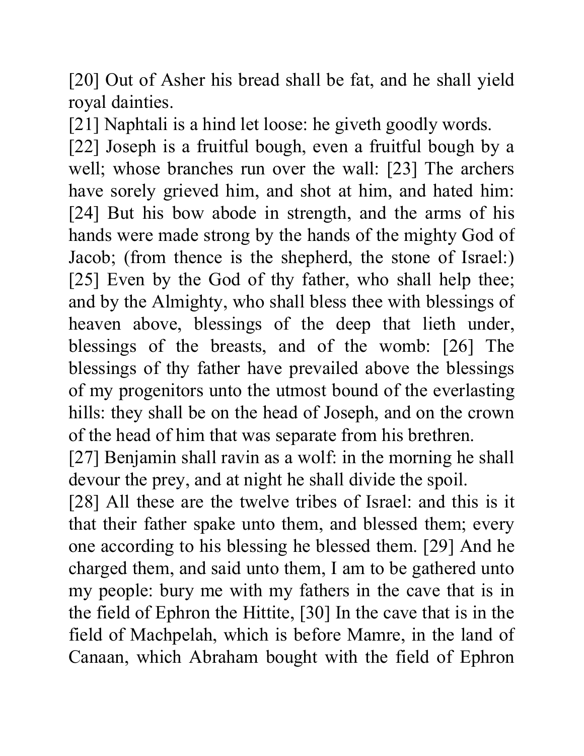[20] Out of Asher his bread shall be fat, and he shall yield royal dainties.

[21] Naphtali is a hind let loose: he giveth goodly words.

[22] Joseph is a fruitful bough, even a fruitful bough by a well; whose branches run over the wall: [23] The archers have sorely grieved him, and shot at him, and hated him: [24] But his bow abode in strength, and the arms of his hands were made strong by the hands of the mighty God of Jacob; (from thence is the shepherd, the stone of Israel:) [25] Even by the God of thy father, who shall help thee; and by the Almighty, who shall bless thee with blessings of heaven above, blessings of the deep that lieth under, blessings of the breasts, and of the womb: [26] The blessings of thy father have prevailed above the blessings of my progenitors unto the utmost bound of the everlasting hills: they shall be on the head of Joseph, and on the crown of the head of him that was separate from his brethren.

[27] Benjamin shall ravin as a wolf: in the morning he shall devour the prey, and at night he shall divide the spoil.

[28] All these are the twelve tribes of Israel: and this is it that their father spake unto them, and blessed them; every one according to his blessing he blessed them. [29] And he charged them, and said unto them, I am to be gathered unto my people: bury me with my fathers in the cave that is in the field of Ephron the Hittite, [30] In the cave that is in the field of Machpelah, which is before Mamre, in the land of Canaan, which Abraham bought with the field of Ephron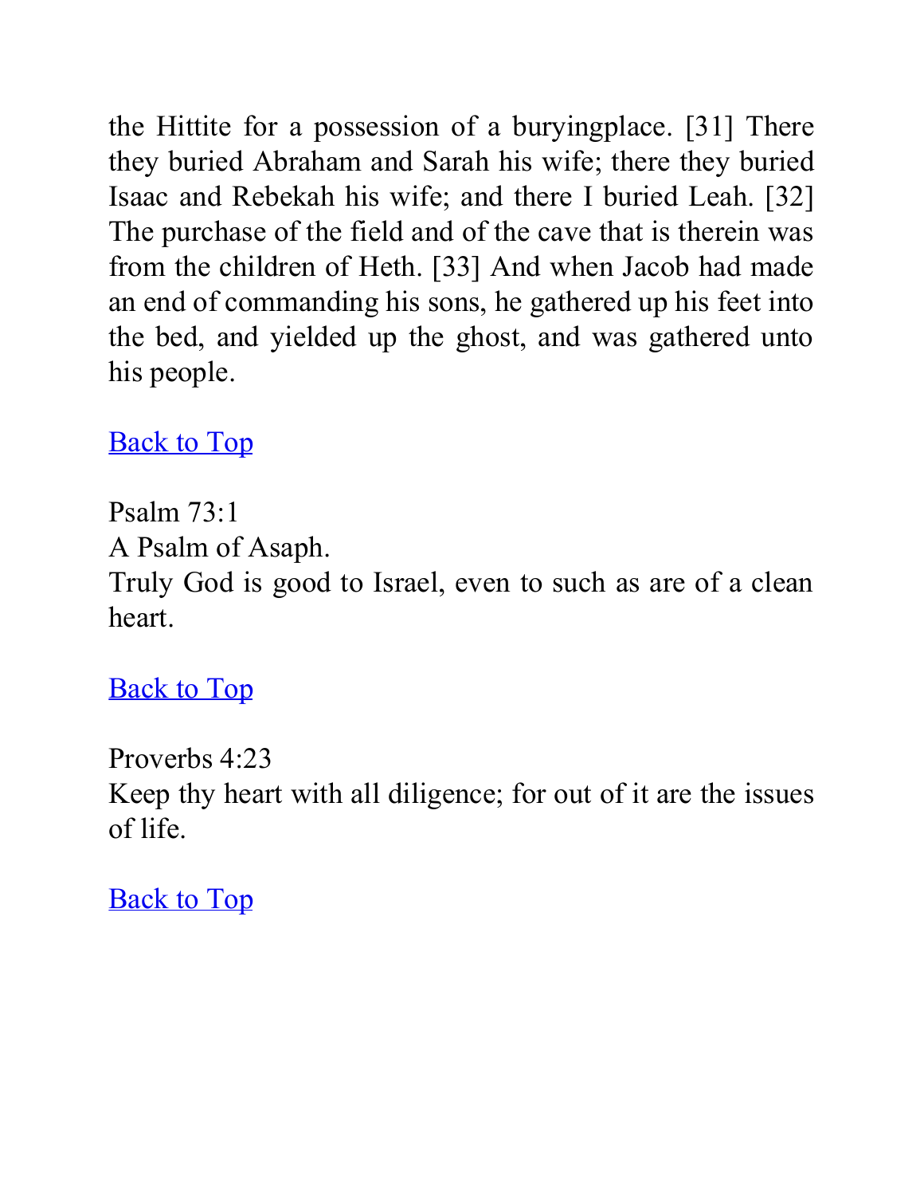the Hittite for a possession of a buryingplace. [31] There they buried Abraham and Sarah his wife; there they buried Isaac and Rebekah his wife; and there I buried Leah. [32] The purchase of the field and of the cave that is therein was from the children of Heth. [33] And when Jacob had made an end of commanding his sons, he gathered up his feet into the bed, and yielded up the ghost, and was gathered unto his people.

Back to Top

Psalm 73:1
A Psalm of Asaph.
Truly God is good to Israel, even to such as are of a clean heart.

Back to Top

Proverbs 4:23
Keep thy heart with all diligence; for out of it are the issues of life.

Back to Top